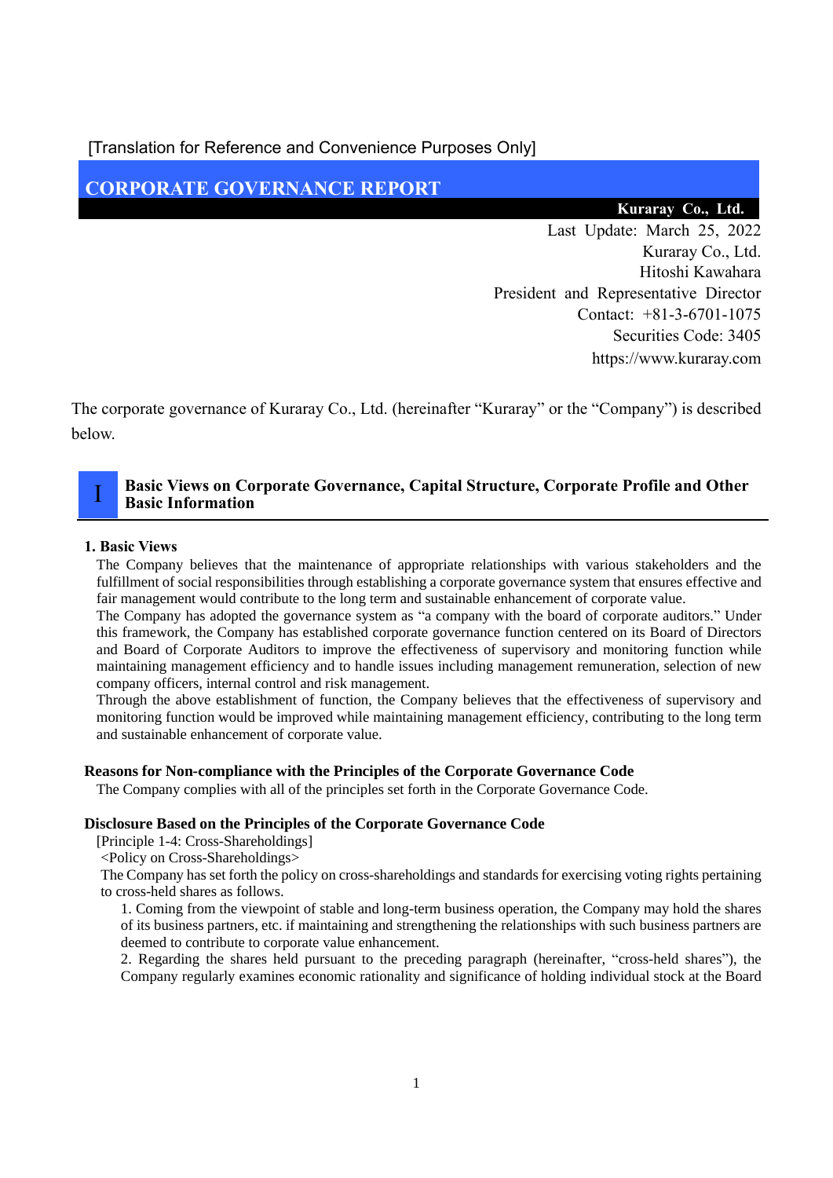[Translation for Reference and Convenience Purposes Only]

# CORPORATE GOVERNANCE REPORT

**Kuraray Co., Ltd.**

Last Update: March 25, 2022
Kuraray Co., Ltd.
Hitoshi Kawahara
President and Representative Director
Contact: +81-3-6701-1075
Securities Code: 3405
https://www.kuraray.com

The corporate governance of Kuraray Co., Ltd. (hereinafter "Kuraray" or the "Company") is described below.

## I Basic Views on Corporate Governance, Capital Structure, Corporate Profile and Other Basic Information

### 1. Basic Views

The Company believes that the maintenance of appropriate relationships with various stakeholders and the fulfillment of social responsibilities through establishing a corporate governance system that ensures effective and fair management would contribute to the long term and sustainable enhancement of corporate value.

The Company has adopted the governance system as "a company with the board of corporate auditors." Under this framework, the Company has established corporate governance function centered on its Board of Directors and Board of Corporate Auditors to improve the effectiveness of supervisory and monitoring function while maintaining management efficiency and to handle issues including management remuneration, selection of new company officers, internal control and risk management.

Through the above establishment of function, the Company believes that the effectiveness of supervisory and monitoring function would be improved while maintaining management efficiency, contributing to the long term and sustainable enhancement of corporate value.

**Reasons for Non-compliance with the Principles of the Corporate Governance Code**

The Company complies with all of the principles set forth in the Corporate Governance Code.

**Disclosure Based on the Principles of the Corporate Governance Code**

[Principle 1-4: Cross-Shareholdings]

<Policy on Cross-Shareholdings>

The Company has set forth the policy on cross-shareholdings and standards for exercising voting rights pertaining to cross-held shares as follows.

1. Coming from the viewpoint of stable and long-term business operation, the Company may hold the shares of its business partners, etc. if maintaining and strengthening the relationships with such business partners are deemed to contribute to corporate value enhancement.

2. Regarding the shares held pursuant to the preceding paragraph (hereinafter, "cross-held shares"), the Company regularly examines economic rationality and significance of holding individual stock at the Board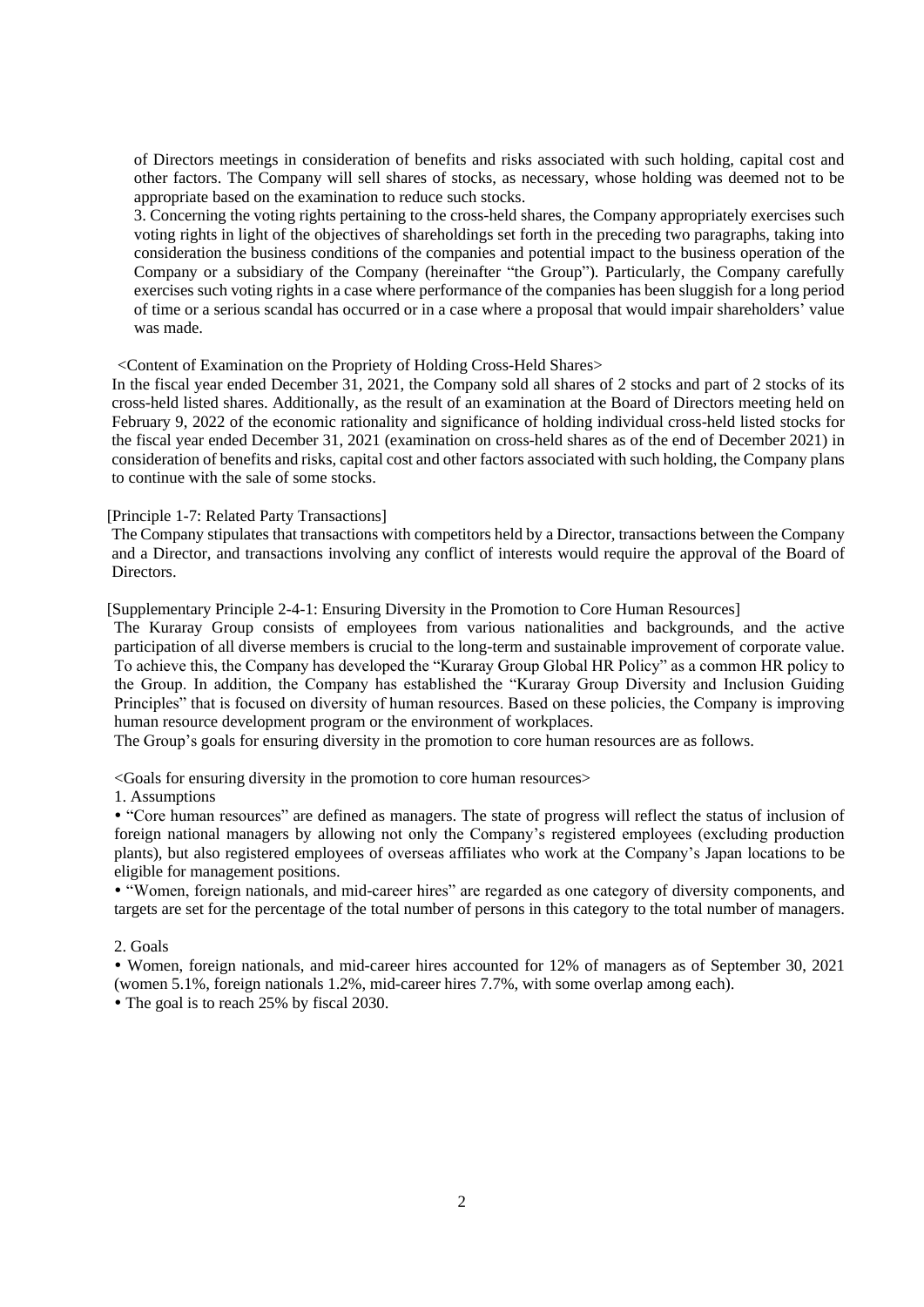of Directors meetings in consideration of benefits and risks associated with such holding, capital cost and other factors. The Company will sell shares of stocks, as necessary, whose holding was deemed not to be appropriate based on the examination to reduce such stocks.

3. Concerning the voting rights pertaining to the cross-held shares, the Company appropriately exercises such voting rights in light of the objectives of shareholdings set forth in the preceding two paragraphs, taking into consideration the business conditions of the companies and potential impact to the business operation of the Company or a subsidiary of the Company (hereinafter "the Group"). Particularly, the Company carefully exercises such voting rights in a case where performance of the companies has been sluggish for a long period of time or a serious scandal has occurred or in a case where a proposal that would impair shareholders' value was made.

<Content of Examination on the Propriety of Holding Cross-Held Shares>

In the fiscal year ended December 31, 2021, the Company sold all shares of 2 stocks and part of 2 stocks of its cross-held listed shares. Additionally, as the result of an examination at the Board of Directors meeting held on February 9, 2022 of the economic rationality and significance of holding individual cross-held listed stocks for the fiscal year ended December 31, 2021 (examination on cross-held shares as of the end of December 2021) in consideration of benefits and risks, capital cost and other factors associated with such holding, the Company plans to continue with the sale of some stocks.

[Principle 1-7: Related Party Transactions]

The Company stipulates that transactions with competitors held by a Director, transactions between the Company and a Director, and transactions involving any conflict of interests would require the approval of the Board of Directors.

[Supplementary Principle 2-4-1: Ensuring Diversity in the Promotion to Core Human Resources]

The Kuraray Group consists of employees from various nationalities and backgrounds, and the active participation of all diverse members is crucial to the long-term and sustainable improvement of corporate value. To achieve this, the Company has developed the "Kuraray Group Global HR Policy" as a common HR policy to the Group. In addition, the Company has established the "Kuraray Group Diversity and Inclusion Guiding Principles" that is focused on diversity of human resources. Based on these policies, the Company is improving human resource development program or the environment of workplaces.

The Group's goals for ensuring diversity in the promotion to core human resources are as follows.

<Goals for ensuring diversity in the promotion to core human resources>

1. Assumptions

- "Core human resources" are defined as managers. The state of progress will reflect the status of inclusion of foreign national managers by allowing not only the Company's registered employees (excluding production plants), but also registered employees of overseas affiliates who work at the Company's Japan locations to be eligible for management positions.
- "Women, foreign nationals, and mid-career hires" are regarded as one category of diversity components, and targets are set for the percentage of the total number of persons in this category to the total number of managers.

2. Goals

- Women, foreign nationals, and mid-career hires accounted for 12% of managers as of September 30, 2021 (women 5.1%, foreign nationals 1.2%, mid-career hires 7.7%, with some overlap among each).
- The goal is to reach 25% by fiscal 2030.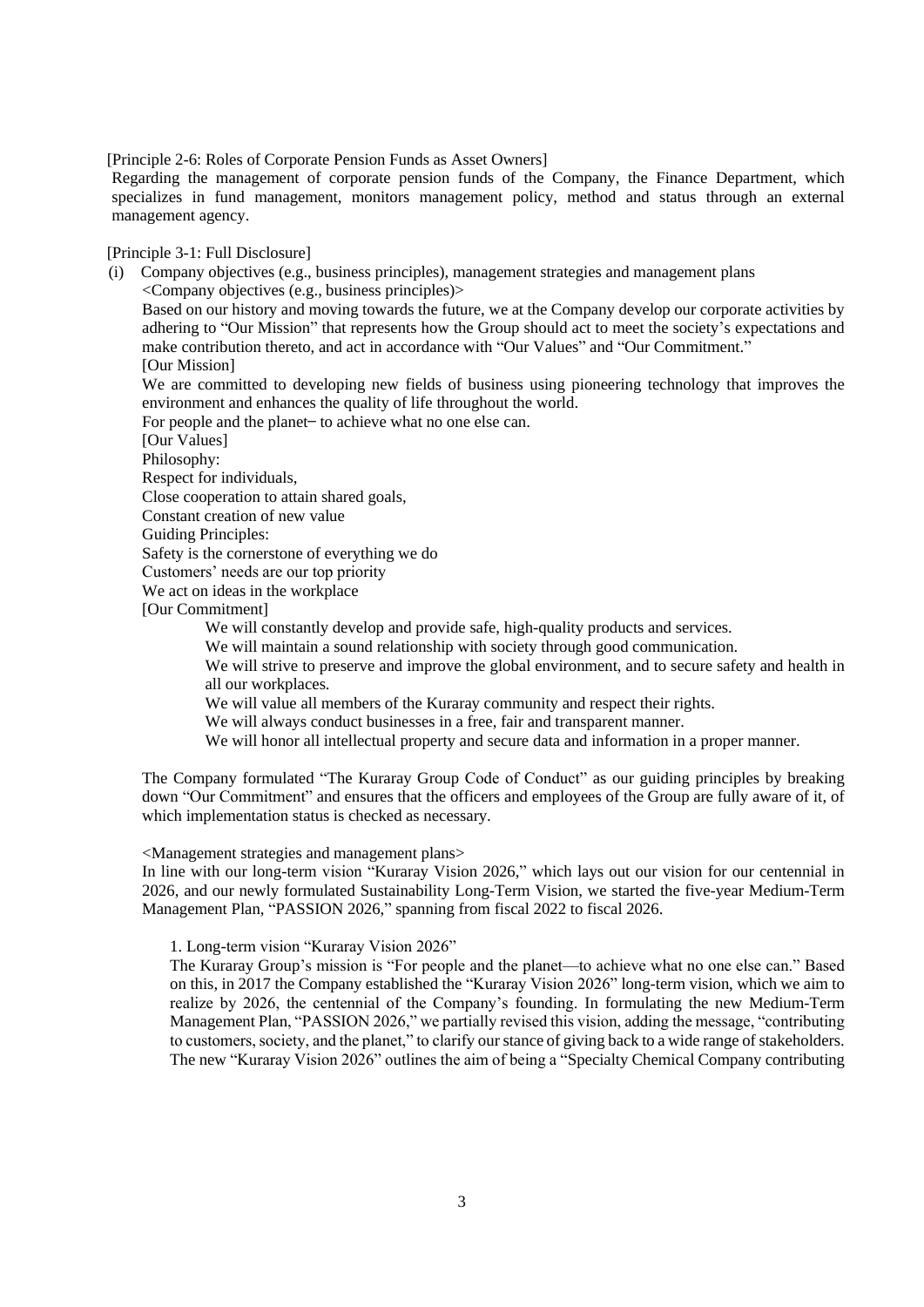[Principle 2-6: Roles of Corporate Pension Funds as Asset Owners]

Regarding the management of corporate pension funds of the Company, the Finance Department, which specializes in fund management, monitors management policy, method and status through an external management agency.

[Principle 3-1: Full Disclosure]

(i) Company objectives (e.g., business principles), management strategies and management plans

<Company objectives (e.g., business principles)>

Based on our history and moving towards the future, we at the Company develop our corporate activities by adhering to "Our Mission" that represents how the Group should act to meet the society's expectations and make contribution thereto, and act in accordance with "Our Values" and "Our Commitment."

[Our Mission]

We are committed to developing new fields of business using pioneering technology that improves the environment and enhances the quality of life throughout the world.

For people and the planet– to achieve what no one else can.

[Our Values]

Philosophy:

Respect for individuals,

Close cooperation to attain shared goals,

Constant creation of new value

Guiding Principles:

Safety is the cornerstone of everything we do

Customers' needs are our top priority

We act on ideas in the workplace

[Our Commitment]

We will constantly develop and provide safe, high-quality products and services.

We will maintain a sound relationship with society through good communication.

We will strive to preserve and improve the global environment, and to secure safety and health in all our workplaces.

We will value all members of the Kuraray community and respect their rights.

We will always conduct businesses in a free, fair and transparent manner.

We will honor all intellectual property and secure data and information in a proper manner.

The Company formulated "The Kuraray Group Code of Conduct" as our guiding principles by breaking down "Our Commitment" and ensures that the officers and employees of the Group are fully aware of it, of which implementation status is checked as necessary.

<Management strategies and management plans>

In line with our long-term vision "Kuraray Vision 2026," which lays out our vision for our centennial in 2026, and our newly formulated Sustainability Long-Term Vision, we started the five-year Medium-Term Management Plan, "PASSION 2026," spanning from fiscal 2022 to fiscal 2026.

1. Long-term vision "Kuraray Vision 2026"

The Kuraray Group's mission is "For people and the planet—to achieve what no one else can." Based on this, in 2017 the Company established the "Kuraray Vision 2026" long-term vision, which we aim to realize by 2026, the centennial of the Company's founding. In formulating the new Medium-Term Management Plan, "PASSION 2026," we partially revised this vision, adding the message, "contributing to customers, society, and the planet," to clarify our stance of giving back to a wide range of stakeholders. The new "Kuraray Vision 2026" outlines the aim of being a "Specialty Chemical Company contributing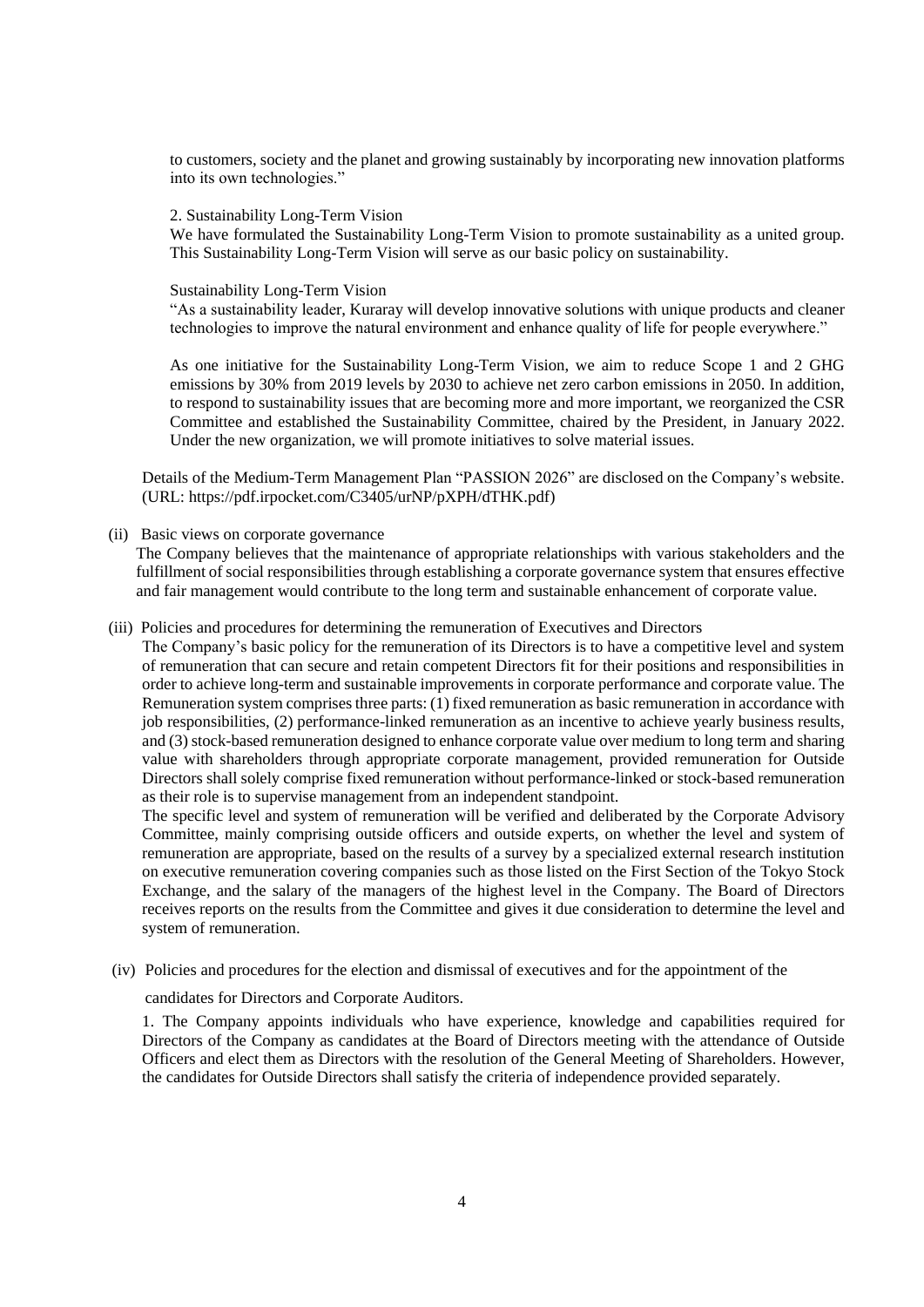to customers, society and the planet and growing sustainably by incorporating new innovation platforms into its own technologies."

2. Sustainability Long-Term Vision

We have formulated the Sustainability Long-Term Vision to promote sustainability as a united group. This Sustainability Long-Term Vision will serve as our basic policy on sustainability.

Sustainability Long-Term Vision

"As a sustainability leader, Kuraray will develop innovative solutions with unique products and cleaner technologies to improve the natural environment and enhance quality of life for people everywhere."

As one initiative for the Sustainability Long-Term Vision, we aim to reduce Scope 1 and 2 GHG emissions by 30% from 2019 levels by 2030 to achieve net zero carbon emissions in 2050. In addition, to respond to sustainability issues that are becoming more and more important, we reorganized the CSR Committee and established the Sustainability Committee, chaired by the President, in January 2022. Under the new organization, we will promote initiatives to solve material issues.

Details of the Medium-Term Management Plan "PASSION 2026" are disclosed on the Company's website. (URL: https://pdf.irpocket.com/C3405/urNP/pXPH/dTHK.pdf)

(ii) Basic views on corporate governance

The Company believes that the maintenance of appropriate relationships with various stakeholders and the fulfillment of social responsibilities through establishing a corporate governance system that ensures effective and fair management would contribute to the long term and sustainable enhancement of corporate value.

(iii) Policies and procedures for determining the remuneration of Executives and Directors

The Company's basic policy for the remuneration of its Directors is to have a competitive level and system of remuneration that can secure and retain competent Directors fit for their positions and responsibilities in order to achieve long-term and sustainable improvements in corporate performance and corporate value. The Remuneration system comprises three parts: (1) fixed remuneration as basic remuneration in accordance with job responsibilities, (2) performance-linked remuneration as an incentive to achieve yearly business results, and (3) stock-based remuneration designed to enhance corporate value over medium to long term and sharing value with shareholders through appropriate corporate management, provided remuneration for Outside Directors shall solely comprise fixed remuneration without performance-linked or stock-based remuneration as their role is to supervise management from an independent standpoint.

The specific level and system of remuneration will be verified and deliberated by the Corporate Advisory Committee, mainly comprising outside officers and outside experts, on whether the level and system of remuneration are appropriate, based on the results of a survey by a specialized external research institution on executive remuneration covering companies such as those listed on the First Section of the Tokyo Stock Exchange, and the salary of the managers of the highest level in the Company. The Board of Directors receives reports on the results from the Committee and gives it due consideration to determine the level and system of remuneration.

(iv) Policies and procedures for the election and dismissal of executives and for the appointment of the candidates for Directors and Corporate Auditors.

1. The Company appoints individuals who have experience, knowledge and capabilities required for Directors of the Company as candidates at the Board of Directors meeting with the attendance of Outside Officers and elect them as Directors with the resolution of the General Meeting of Shareholders. However, the candidates for Outside Directors shall satisfy the criteria of independence provided separately.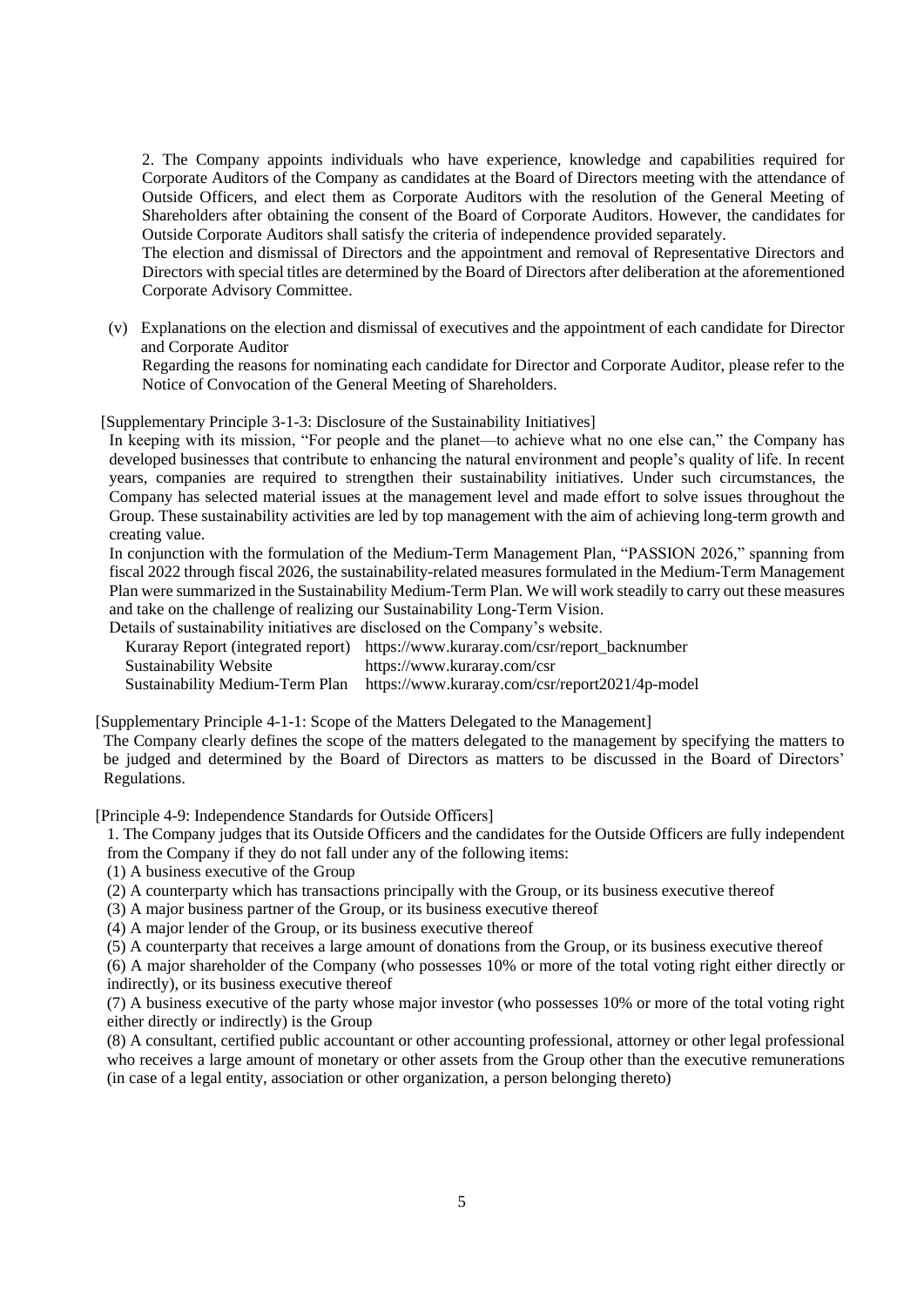2. The Company appoints individuals who have experience, knowledge and capabilities required for Corporate Auditors of the Company as candidates at the Board of Directors meeting with the attendance of Outside Officers, and elect them as Corporate Auditors with the resolution of the General Meeting of Shareholders after obtaining the consent of the Board of Corporate Auditors. However, the candidates for Outside Corporate Auditors shall satisfy the criteria of independence provided separately.

The election and dismissal of Directors and the appointment and removal of Representative Directors and Directors with special titles are determined by the Board of Directors after deliberation at the aforementioned Corporate Advisory Committee.

(v) Explanations on the election and dismissal of executives and the appointment of each candidate for Director and Corporate Auditor

Regarding the reasons for nominating each candidate for Director and Corporate Auditor, please refer to the Notice of Convocation of the General Meeting of Shareholders.

[Supplementary Principle 3-1-3: Disclosure of the Sustainability Initiatives]

In keeping with its mission, "For people and the planet—to achieve what no one else can," the Company has developed businesses that contribute to enhancing the natural environment and people's quality of life. In recent years, companies are required to strengthen their sustainability initiatives. Under such circumstances, the Company has selected material issues at the management level and made effort to solve issues throughout the Group. These sustainability activities are led by top management with the aim of achieving long-term growth and creating value.

In conjunction with the formulation of the Medium-Term Management Plan, "PASSION 2026," spanning from fiscal 2022 through fiscal 2026, the sustainability-related measures formulated in the Medium-Term Management Plan were summarized in the Sustainability Medium-Term Plan. We will work steadily to carry out these measures and take on the challenge of realizing our Sustainability Long-Term Vision.

Details of sustainability initiatives are disclosed on the Company's website.

| | |
|---|---|
| Kuraray Report (integrated report) | https://www.kuraray.com/csr/report_backnumber |
| Sustainability Website | https://www.kuraray.com/csr |
| Sustainability Medium-Term Plan | https://www.kuraray.com/csr/report2021/4p-model |

[Supplementary Principle 4-1-1: Scope of the Matters Delegated to the Management]

The Company clearly defines the scope of the matters delegated to the management by specifying the matters to be judged and determined by the Board of Directors as matters to be discussed in the Board of Directors' Regulations.

[Principle 4-9: Independence Standards for Outside Officers]

1. The Company judges that its Outside Officers and the candidates for the Outside Officers are fully independent from the Company if they do not fall under any of the following items:

(1) A business executive of the Group

(2) A counterparty which has transactions principally with the Group, or its business executive thereof

(3) A major business partner of the Group, or its business executive thereof

(4) A major lender of the Group, or its business executive thereof

(5) A counterparty that receives a large amount of donations from the Group, or its business executive thereof

(6) A major shareholder of the Company (who possesses 10% or more of the total voting right either directly or indirectly), or its business executive thereof

(7) A business executive of the party whose major investor (who possesses 10% or more of the total voting right either directly or indirectly) is the Group

(8) A consultant, certified public accountant or other accounting professional, attorney or other legal professional who receives a large amount of monetary or other assets from the Group other than the executive remunerations (in case of a legal entity, association or other organization, a person belonging thereto)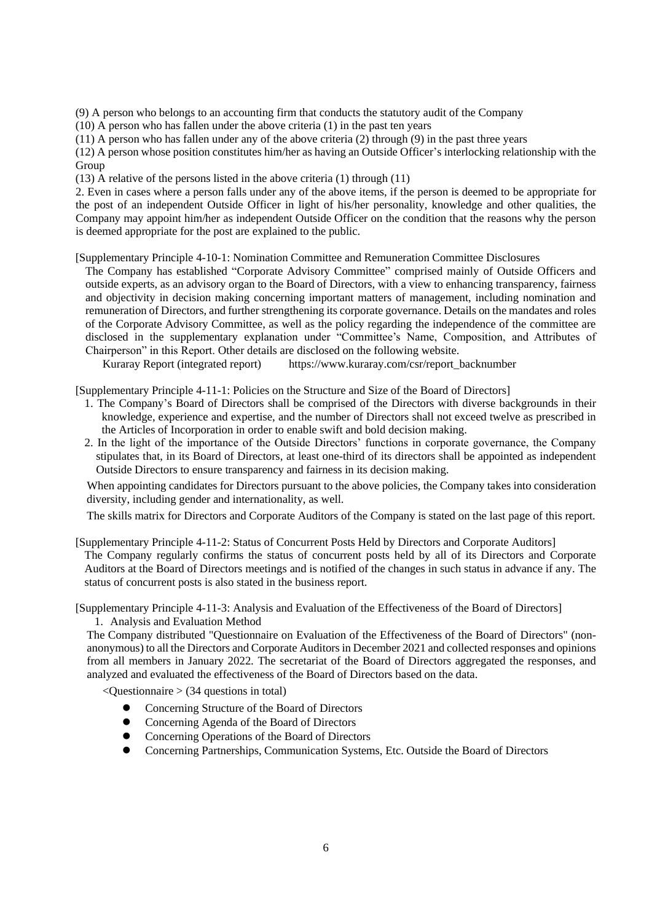(9) A person who belongs to an accounting firm that conducts the statutory audit of the Company

(10) A person who has fallen under the above criteria (1) in the past ten years

(11) A person who has fallen under any of the above criteria (2) through (9) in the past three years

(12) A person whose position constitutes him/her as having an Outside Officer's interlocking relationship with the Group

(13) A relative of the persons listed in the above criteria (1) through (11)

2. Even in cases where a person falls under any of the above items, if the person is deemed to be appropriate for the post of an independent Outside Officer in light of his/her personality, knowledge and other qualities, the Company may appoint him/her as independent Outside Officer on the condition that the reasons why the person is deemed appropriate for the post are explained to the public.

[Supplementary Principle 4-10-1: Nomination Committee and Remuneration Committee Disclosures

The Company has established "Corporate Advisory Committee" comprised mainly of Outside Officers and outside experts, as an advisory organ to the Board of Directors, with a view to enhancing transparency, fairness and objectivity in decision making concerning important matters of management, including nomination and remuneration of Directors, and further strengthening its corporate governance. Details on the mandates and roles of the Corporate Advisory Committee, as well as the policy regarding the independence of the committee are disclosed in the supplementary explanation under "Committee's Name, Composition, and Attributes of Chairperson" in this Report. Other details are disclosed on the following website.

Kuraray Report (integrated report) https://www.kuraray.com/csr/report_backnumber

[Supplementary Principle 4-11-1: Policies on the Structure and Size of the Board of Directors]

1. The Company's Board of Directors shall be comprised of the Directors with diverse backgrounds in their knowledge, experience and expertise, and the number of Directors shall not exceed twelve as prescribed in the Articles of Incorporation in order to enable swift and bold decision making.
2. In the light of the importance of the Outside Directors' functions in corporate governance, the Company stipulates that, in its Board of Directors, at least one-third of its directors shall be appointed as independent Outside Directors to ensure transparency and fairness in its decision making.

When appointing candidates for Directors pursuant to the above policies, the Company takes into consideration diversity, including gender and internationality, as well.

The skills matrix for Directors and Corporate Auditors of the Company is stated on the last page of this report.

[Supplementary Principle 4-11-2: Status of Concurrent Posts Held by Directors and Corporate Auditors]

The Company regularly confirms the status of concurrent posts held by all of its Directors and Corporate Auditors at the Board of Directors meetings and is notified of the changes in such status in advance if any. The status of concurrent posts is also stated in the business report.

[Supplementary Principle 4-11-3: Analysis and Evaluation of the Effectiveness of the Board of Directors]

1. Analysis and Evaluation Method

The Company distributed "Questionnaire on Evaluation of the Effectiveness of the Board of Directors" (non-anonymous) to all the Directors and Corporate Auditors in December 2021 and collected responses and opinions from all members in January 2022. The secretariat of the Board of Directors aggregated the responses, and analyzed and evaluated the effectiveness of the Board of Directors based on the data.

<Questionnaire > (34 questions in total)

- Concerning Structure of the Board of Directors
- Concerning Agenda of the Board of Directors
- Concerning Operations of the Board of Directors
- Concerning Partnerships, Communication Systems, Etc. Outside the Board of Directors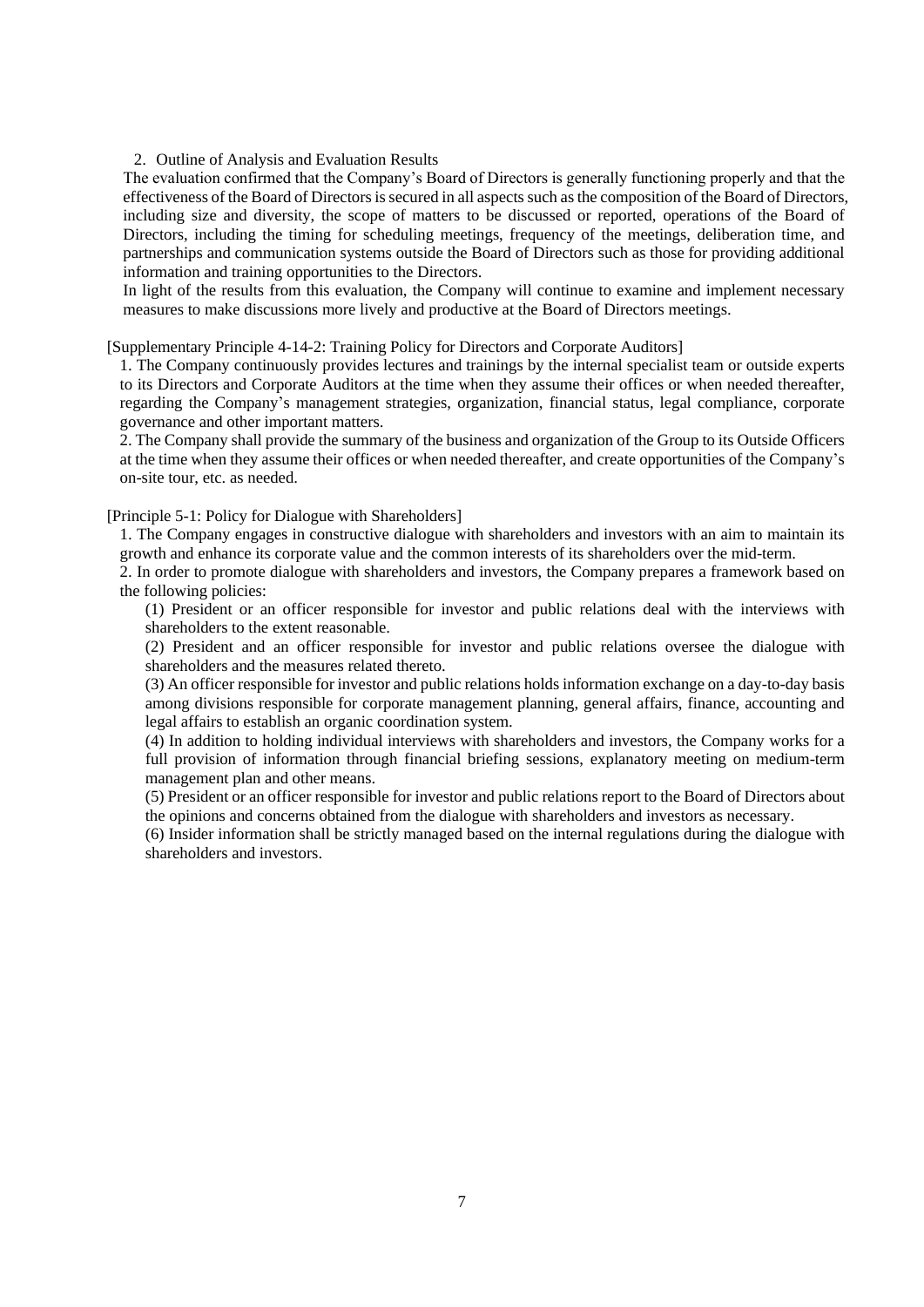2. Outline of Analysis and Evaluation Results

The evaluation confirmed that the Company's Board of Directors is generally functioning properly and that the effectiveness of the Board of Directors is secured in all aspects such as the composition of the Board of Directors, including size and diversity, the scope of matters to be discussed or reported, operations of the Board of Directors, including the timing for scheduling meetings, frequency of the meetings, deliberation time, and partnerships and communication systems outside the Board of Directors such as those for providing additional information and training opportunities to the Directors.

In light of the results from this evaluation, the Company will continue to examine and implement necessary measures to make discussions more lively and productive at the Board of Directors meetings.

[Supplementary Principle 4-14-2: Training Policy for Directors and Corporate Auditors]

1. The Company continuously provides lectures and trainings by the internal specialist team or outside experts to its Directors and Corporate Auditors at the time when they assume their offices or when needed thereafter, regarding the Company's management strategies, organization, financial status, legal compliance, corporate governance and other important matters.

2. The Company shall provide the summary of the business and organization of the Group to its Outside Officers at the time when they assume their offices or when needed thereafter, and create opportunities of the Company's on-site tour, etc. as needed.

[Principle 5-1: Policy for Dialogue with Shareholders]

1. The Company engages in constructive dialogue with shareholders and investors with an aim to maintain its growth and enhance its corporate value and the common interests of its shareholders over the mid-term.

2. In order to promote dialogue with shareholders and investors, the Company prepares a framework based on the following policies:

(1) President or an officer responsible for investor and public relations deal with the interviews with shareholders to the extent reasonable.

(2) President and an officer responsible for investor and public relations oversee the dialogue with shareholders and the measures related thereto.

(3) An officer responsible for investor and public relations holds information exchange on a day-to-day basis among divisions responsible for corporate management planning, general affairs, finance, accounting and legal affairs to establish an organic coordination system.

(4) In addition to holding individual interviews with shareholders and investors, the Company works for a full provision of information through financial briefing sessions, explanatory meeting on medium-term management plan and other means.

(5) President or an officer responsible for investor and public relations report to the Board of Directors about the opinions and concerns obtained from the dialogue with shareholders and investors as necessary.

(6) Insider information shall be strictly managed based on the internal regulations during the dialogue with shareholders and investors.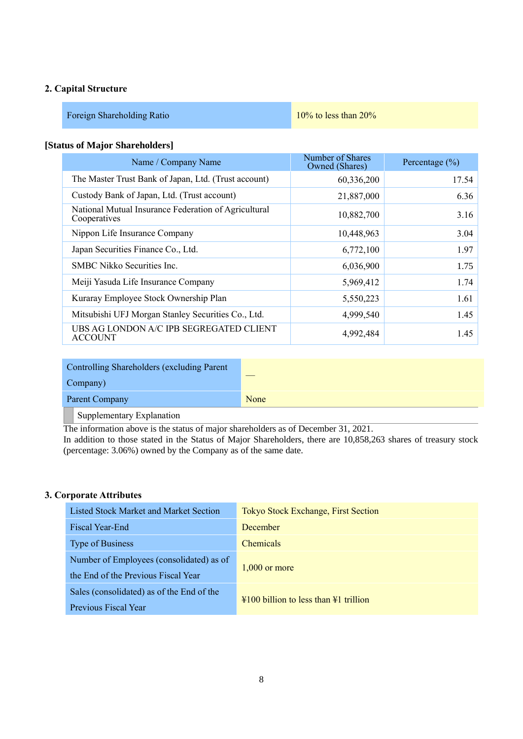## 2. Capital Structure

| Foreign Shareholding Ratio | 10% to less than 20% |
|---|---|

**[Status of Major Shareholders]**

| Name / Company Name | Number of Shares Owned (Shares) | Percentage (%) |
|---|---|---|
| The Master Trust Bank of Japan, Ltd. (Trust account) | 60,336,200 | 17.54 |
| Custody Bank of Japan, Ltd. (Trust account) | 21,887,000 | 6.36 |
| National Mutual Insurance Federation of Agricultural Cooperatives | 10,882,700 | 3.16 |
| Nippon Life Insurance Company | 10,448,963 | 3.04 |
| Japan Securities Finance Co., Ltd. | 6,772,100 | 1.97 |
| SMBC Nikko Securities Inc. | 6,036,900 | 1.75 |
| Meiji Yasuda Life Insurance Company | 5,969,412 | 1.74 |
| Kuraray Employee Stock Ownership Plan | 5,550,223 | 1.61 |
| Mitsubishi UFJ Morgan Stanley Securities Co., Ltd. | 4,999,540 | 1.45 |
| UBS AG LONDON A/C IPB SEGREGATED CLIENT ACCOUNT | 4,992,484 | 1.45 |

| Controlling Shareholders (excluding Parent Company) | — |
|---|---|
| Parent Company | None |

Supplementary Explanation

The information above is the status of major shareholders as of December 31, 2021.
In addition to those stated in the Status of Major Shareholders, there are 10,858,263 shares of treasury stock (percentage: 3.06%) owned by the Company as of the same date.

## 3. Corporate Attributes

| Listed Stock Market and Market Section | Tokyo Stock Exchange, First Section |
|---|---|
| Fiscal Year-End | December |
| Type of Business | Chemicals |
| Number of Employees (consolidated) as of the End of the Previous Fiscal Year | 1,000 or more |
| Sales (consolidated) as of the End of the Previous Fiscal Year | ¥100 billion to less than ¥1 trillion |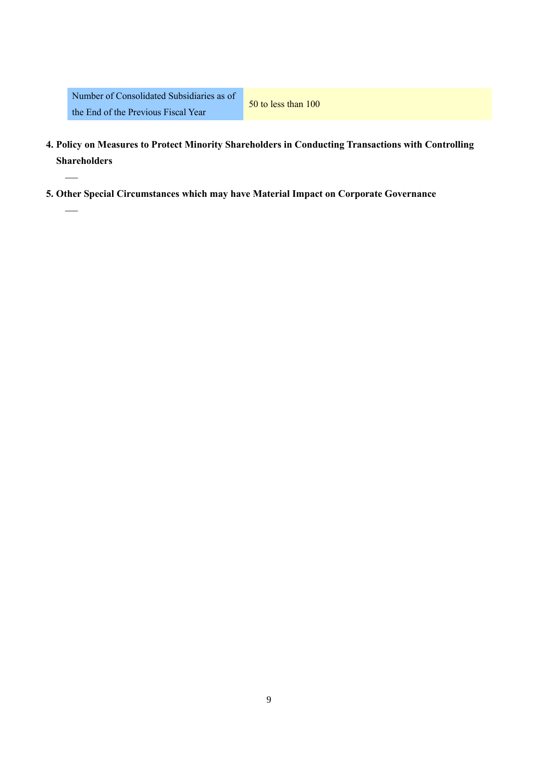| Number of Consolidated Subsidiaries as of the End of the Previous Fiscal Year | 50 to less than 100 |
|---|---|

**4. Policy on Measures to Protect Minority Shareholders in Conducting Transactions with Controlling Shareholders**

―

**5. Other Special Circumstances which may have Material Impact on Corporate Governance**

―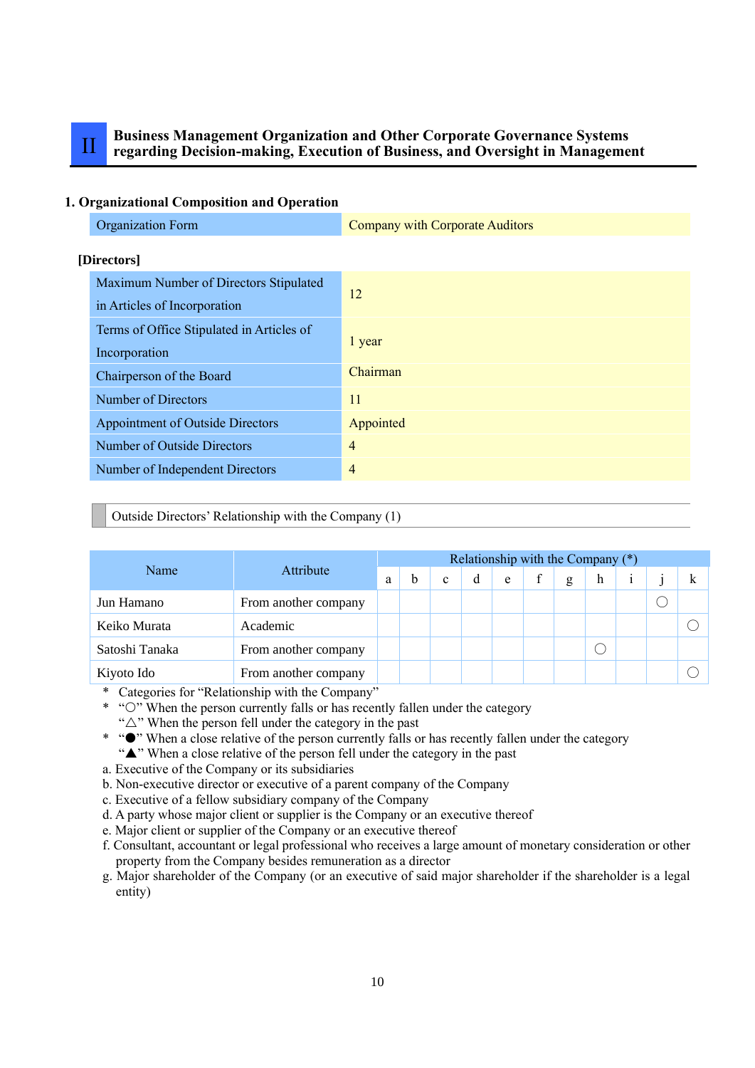# II Business Management Organization and Other Corporate Governance Systems regarding Decision-making, Execution of Business, and Oversight in Management

## 1. Organizational Composition and Operation

| Organization Form | Company with Corporate Auditors |
|---|---|

**[Directors]**

| Maximum Number of Directors Stipulated in Articles of Incorporation | 12 |
|---|---|
| Terms of Office Stipulated in Articles of Incorporation | 1 year |
| Chairperson of the Board | Chairman |
| Number of Directors | 11 |
| Appointment of Outside Directors | Appointed |
| Number of Outside Directors | 4 |
| Number of Independent Directors | 4 |

Outside Directors' Relationship with the Company (1)

| Name | Attribute | Relationship with the Company (*) | | | | | | | | | | |
|---|---|---|---|---|---|---|---|---|---|---|---|---|
| | | a | b | c | d | e | f | g | h | i | j | k |
| Jun Hamano | From another company | | | | | | | | | | ○ | |
| Keiko Murata | Academic | | | | | | | | | | | ○ |
| Satoshi Tanaka | From another company | | | | | | | | ○ | | | |
| Kiyoto Ido | From another company | | | | | | | | | | | ○ |

\* Categories for "Relationship with the Company"
\* "○" When the person currently falls or has recently fallen under the category
"△" When the person fell under the category in the past
\* "●" When a close relative of the person currently falls or has recently fallen under the category
"▲" When a close relative of the person fell under the category in the past

a. Executive of the Company or its subsidiaries
b. Non-executive director or executive of a parent company of the Company
c. Executive of a fellow subsidiary company of the Company
d. A party whose major client or supplier is the Company or an executive thereof
e. Major client or supplier of the Company or an executive thereof
f. Consultant, accountant or legal professional who receives a large amount of monetary consideration or other property from the Company besides remuneration as a director
g. Major shareholder of the Company (or an executive of said major shareholder if the shareholder is a legal entity)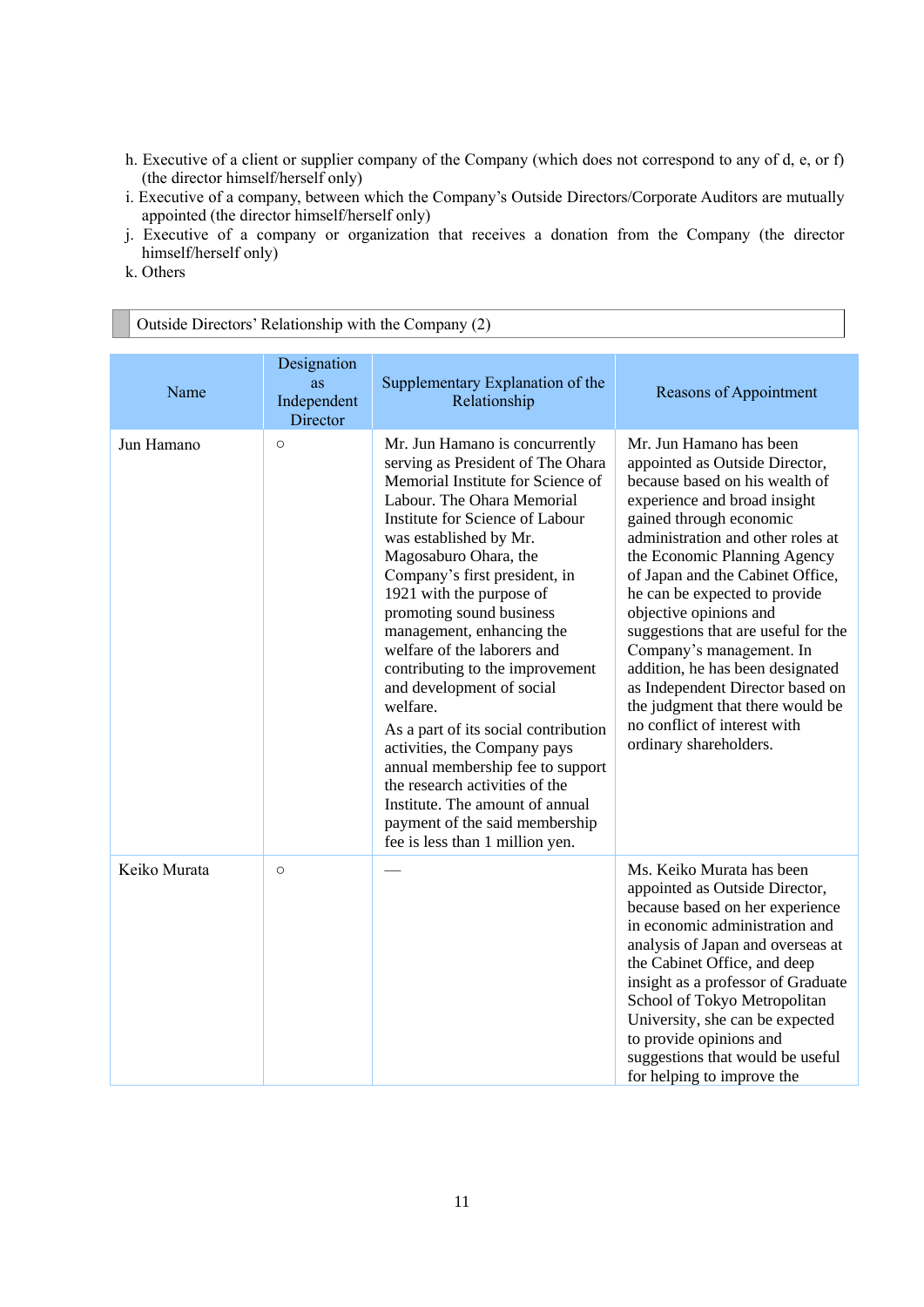h. Executive of a client or supplier company of the Company (which does not correspond to any of d, e, or f) (the director himself/herself only)
i. Executive of a company, between which the Company's Outside Directors/Corporate Auditors are mutually appointed (the director himself/herself only)
j. Executive of a company or organization that receives a donation from the Company (the director himself/herself only)
k. Others

## Outside Directors' Relationship with the Company (2)

| Name | Designation as Independent Director | Supplementary Explanation of the Relationship | Reasons of Appointment |
|---|---|---|---|
| Jun Hamano | ○ | Mr. Jun Hamano is concurrently serving as President of The Ohara Memorial Institute for Science of Labour. The Ohara Memorial Institute for Science of Labour was established by Mr. Magosaburo Ohara, the Company's first president, in 1921 with the purpose of promoting sound business management, enhancing the welfare of the laborers and contributing to the improvement and development of social welfare.<br>As a part of its social contribution activities, the Company pays annual membership fee to support the research activities of the Institute. The amount of annual payment of the said membership fee is less than 1 million yen. | Mr. Jun Hamano has been appointed as Outside Director, because based on his wealth of experience and broad insight gained through economic administration and other roles at the Economic Planning Agency of Japan and the Cabinet Office, he can be expected to provide objective opinions and suggestions that are useful for the Company's management. In addition, he has been designated as Independent Director based on the judgment that there would be no conflict of interest with ordinary shareholders. |
| Keiko Murata | ○ | — | Ms. Keiko Murata has been appointed as Outside Director, because based on her experience in economic administration and analysis of Japan and overseas at the Cabinet Office, and deep insight as a professor of Graduate School of Tokyo Metropolitan University, she can be expected to provide opinions and suggestions that would be useful for helping to improve the |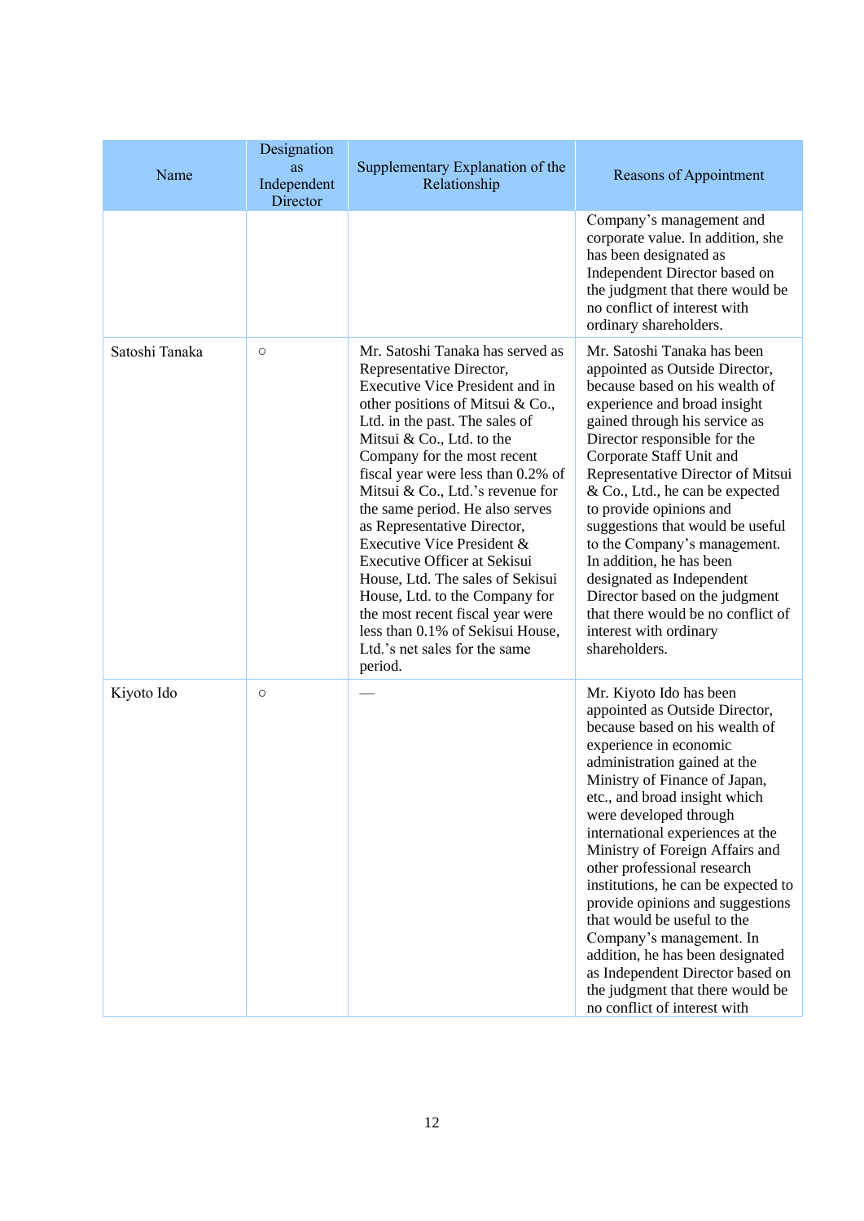| Name | Designation as Independent Director | Supplementary Explanation of the Relationship | Reasons of Appointment |
|---|---|---|---|
| | | | Company's management and corporate value. In addition, she has been designated as Independent Director based on the judgment that there would be no conflict of interest with ordinary shareholders. |
| Satoshi Tanaka | ○ | Mr. Satoshi Tanaka has served as Representative Director, Executive Vice President and in other positions of Mitsui & Co., Ltd. in the past. The sales of Mitsui & Co., Ltd. to the Company for the most recent fiscal year were less than 0.2% of Mitsui & Co., Ltd.'s revenue for the same period. He also serves as Representative Director, Executive Vice President & Executive Officer at Sekisui House, Ltd. The sales of Sekisui House, Ltd. to the Company for the most recent fiscal year were less than 0.1% of Sekisui House, Ltd.'s net sales for the same period. | Mr. Satoshi Tanaka has been appointed as Outside Director, because based on his wealth of experience and broad insight gained through his service as Director responsible for the Corporate Staff Unit and Representative Director of Mitsui & Co., Ltd., he can be expected to provide opinions and suggestions that would be useful to the Company's management. In addition, he has been designated as Independent Director based on the judgment that there would be no conflict of interest with ordinary shareholders. |
| Kiyoto Ido | ○ | — | Mr. Kiyoto Ido has been appointed as Outside Director, because based on his wealth of experience in economic administration gained at the Ministry of Finance of Japan, etc., and broad insight which were developed through international experiences at the Ministry of Foreign Affairs and other professional research institutions, he can be expected to provide opinions and suggestions that would be useful to the Company's management. In addition, he has been designated as Independent Director based on the judgment that there would be no conflict of interest with |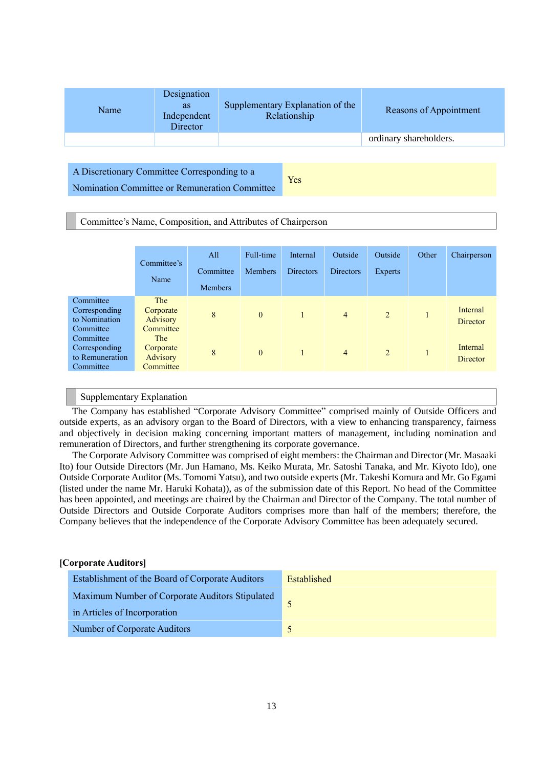| Name | Designation as Independent Director | Supplementary Explanation of the Relationship | Reasons of Appointment |
|---|---|---|---|
| | | | ordinary shareholders. |

| A Discretionary Committee Corresponding to a Nomination Committee or Remuneration Committee | Yes |
|---|---|

Committee's Name, Composition, and Attributes of Chairperson

| | Committee's Name | All Committee Members | Full-time Members | Internal Directors | Outside Directors | Outside Experts | Other | Chairperson |
|---|---|---|---|---|---|---|---|---|
| Committee Corresponding to Nomination Committee | The Corporate Advisory Committee | 8 | 0 | 1 | 4 | 2 | 1 | Internal Director |
| Committee Corresponding to Remuneration Committee | The Corporate Advisory Committee | 8 | 0 | 1 | 4 | 2 | 1 | Internal Director |

Supplementary Explanation

The Company has established "Corporate Advisory Committee" comprised mainly of Outside Officers and outside experts, as an advisory organ to the Board of Directors, with a view to enhancing transparency, fairness and objectively in decision making concerning important matters of management, including nomination and remuneration of Directors, and further strengthening its corporate governance.

The Corporate Advisory Committee was comprised of eight members: the Chairman and Director (Mr. Masaaki Ito) four Outside Directors (Mr. Jun Hamano, Ms. Keiko Murata, Mr. Satoshi Tanaka, and Mr. Kiyoto Ido), one Outside Corporate Auditor (Ms. Tomomi Yatsu), and two outside experts (Mr. Takeshi Komura and Mr. Go Egami (listed under the name Mr. Haruki Kohata)), as of the submission date of this Report. No head of the Committee has been appointed, and meetings are chaired by the Chairman and Director of the Company. The total number of Outside Directors and Outside Corporate Auditors comprises more than half of the members; therefore, the Company believes that the independence of the Corporate Advisory Committee has been adequately secured.

**[Corporate Auditors]**

| Establishment of the Board of Corporate Auditors | Established |
|---|---|
| Maximum Number of Corporate Auditors Stipulated in Articles of Incorporation | 5 |
| Number of Corporate Auditors | 5 |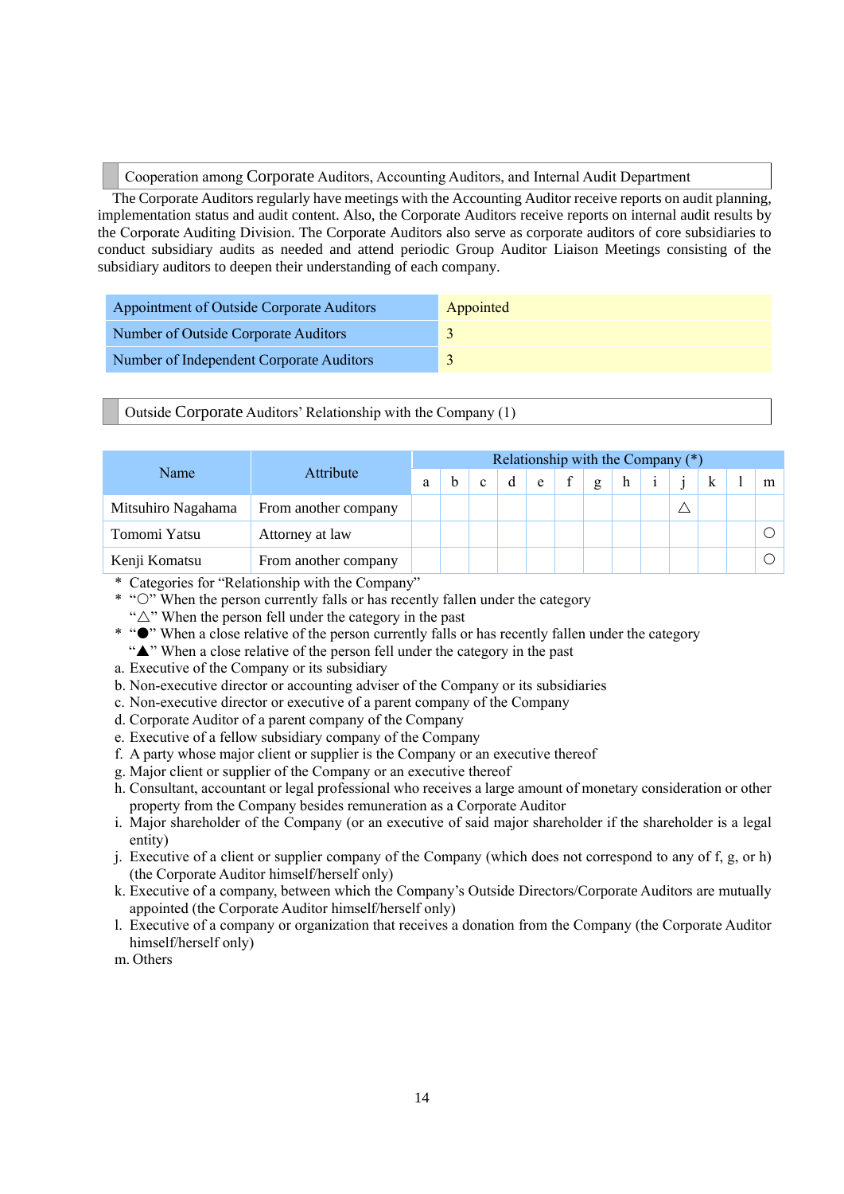### Cooperation among Corporate Auditors, Accounting Auditors, and Internal Audit Department

The Corporate Auditors regularly have meetings with the Accounting Auditor receive reports on audit planning, implementation status and audit content. Also, the Corporate Auditors receive reports on internal audit results by the Corporate Auditing Division. The Corporate Auditors also serve as corporate auditors of core subsidiaries to conduct subsidiary audits as needed and attend periodic Group Auditor Liaison Meetings consisting of the subsidiary auditors to deepen their understanding of each company.

| Appointment of Outside Corporate Auditors | Appointed |
|---|---|
| Number of Outside Corporate Auditors | 3 |
| Number of Independent Corporate Auditors | 3 |

### Outside Corporate Auditors' Relationship with the Company (1)

| Name | Attribute | Relationship with the Company (*) | | | | | | | | | | | | |
|---|---|---|---|---|---|---|---|---|---|---|---|---|---|---|
| | | a | b | c | d | e | f | g | h | i | j | k | l | m |
| Mitsuhiro Nagahama | From another company | | | | | | | | | | △ | | | |
| Tomomi Yatsu | Attorney at law | | | | | | | | | | | | | ○ |
| Kenji Komatsu | From another company | | | | | | | | | | | | | ○ |

\* Categories for "Relationship with the Company"

\* "○" When the person currently falls or has recently fallen under the category
"△" When the person fell under the category in the past

\* "●" When a close relative of the person currently falls or has recently fallen under the category
"▲" When a close relative of the person fell under the category in the past

a. Executive of the Company or its subsidiary
b. Non-executive director or accounting adviser of the Company or its subsidiaries
c. Non-executive director or executive of a parent company of the Company
d. Corporate Auditor of a parent company of the Company
e. Executive of a fellow subsidiary company of the Company
f. A party whose major client or supplier is the Company or an executive thereof
g. Major client or supplier of the Company or an executive thereof
h. Consultant, accountant or legal professional who receives a large amount of monetary consideration or other property from the Company besides remuneration as a Corporate Auditor
i. Major shareholder of the Company (or an executive of said major shareholder if the shareholder is a legal entity)
j. Executive of a client or supplier company of the Company (which does not correspond to any of f, g, or h) (the Corporate Auditor himself/herself only)
k. Executive of a company, between which the Company's Outside Directors/Corporate Auditors are mutually appointed (the Corporate Auditor himself/herself only)
l. Executive of a company or organization that receives a donation from the Company (the Corporate Auditor himself/herself only)
m. Others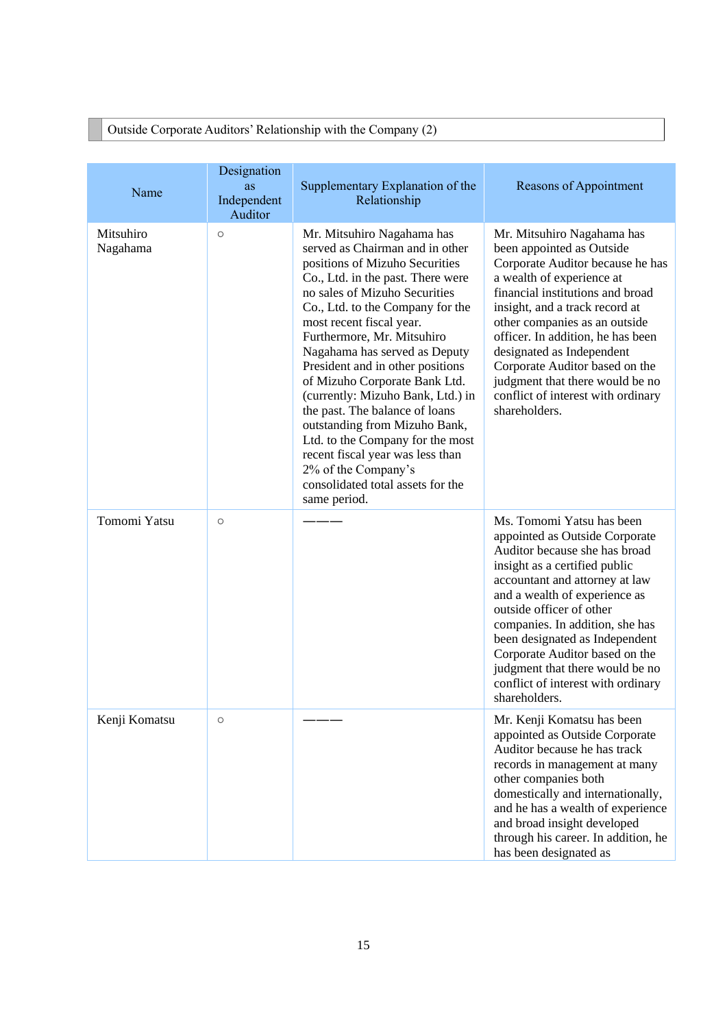## Outside Corporate Auditors' Relationship with the Company (2)

| Name | Designation as Independent Auditor | Supplementary Explanation of the Relationship | Reasons of Appointment |
|---|---|---|---|
| Mitsuhiro Nagahama | ○ | Mr. Mitsuhiro Nagahama has served as Chairman and in other positions of Mizuho Securities Co., Ltd. in the past. There were no sales of Mizuho Securities Co., Ltd. to the Company for the most recent fiscal year. Furthermore, Mr. Mitsuhiro Nagahama has served as Deputy President and in other positions of Mizuho Corporate Bank Ltd. (currently: Mizuho Bank, Ltd.) in the past. The balance of loans outstanding from Mizuho Bank, Ltd. to the Company for the most recent fiscal year was less than 2% of the Company's consolidated total assets for the same period. | Mr. Mitsuhiro Nagahama has been appointed as Outside Corporate Auditor because he has a wealth of experience at financial institutions and broad insight, and a track record at other companies as an outside officer. In addition, he has been designated as Independent Corporate Auditor based on the judgment that there would be no conflict of interest with ordinary shareholders. |
| Tomomi Yatsu | ○ | ――― | Ms. Tomomi Yatsu has been appointed as Outside Corporate Auditor because she has broad insight as a certified public accountant and attorney at law and a wealth of experience as outside officer of other companies. In addition, she has been designated as Independent Corporate Auditor based on the judgment that there would be no conflict of interest with ordinary shareholders. |
| Kenji Komatsu | ○ | ――― | Mr. Kenji Komatsu has been appointed as Outside Corporate Auditor because he has track records in management at many other companies both domestically and internationally, and he has a wealth of experience and broad insight developed through his career. In addition, he has been designated as |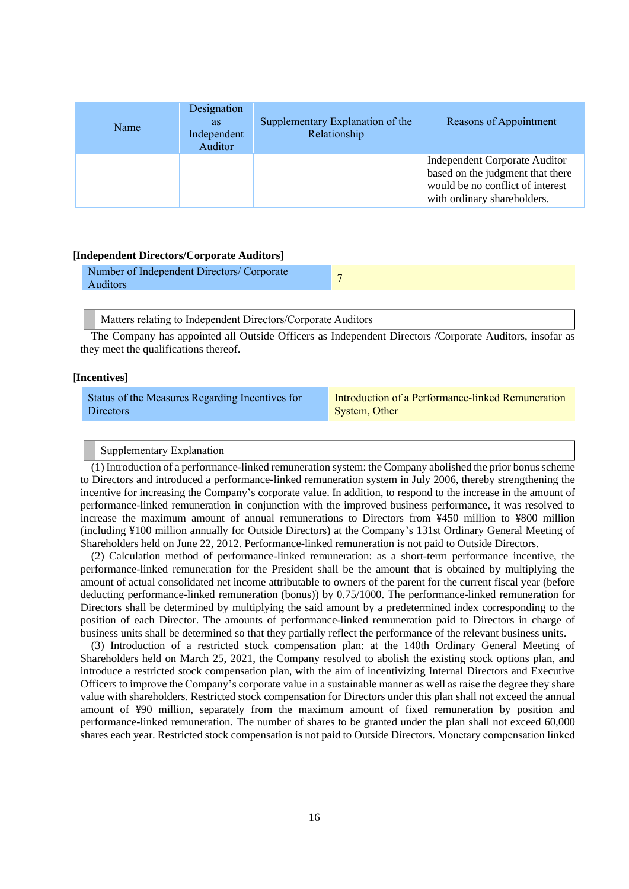| Name | Designation as Independent Auditor | Supplementary Explanation of the Relationship | Reasons of Appointment |
|---|---|---|---|
| | | | Independent Corporate Auditor based on the judgment that there would be no conflict of interest with ordinary shareholders. |

**[Independent Directors/Corporate Auditors]**

| Number of Independent Directors/ Corporate Auditors | 7 |
|---|---|

Matters relating to Independent Directors/Corporate Auditors

The Company has appointed all Outside Officers as Independent Directors /Corporate Auditors, insofar as they meet the qualifications thereof.

**[Incentives]**

| Status of the Measures Regarding Incentives for Directors | Introduction of a Performance-linked Remuneration System, Other |
|---|---|

Supplementary Explanation

(1) Introduction of a performance-linked remuneration system: the Company abolished the prior bonus scheme to Directors and introduced a performance-linked remuneration system in July 2006, thereby strengthening the incentive for increasing the Company's corporate value. In addition, to respond to the increase in the amount of performance-linked remuneration in conjunction with the improved business performance, it was resolved to increase the maximum amount of annual remunerations to Directors from ¥450 million to ¥800 million (including ¥100 million annually for Outside Directors) at the Company's 131st Ordinary General Meeting of Shareholders held on June 22, 2012. Performance-linked remuneration is not paid to Outside Directors.

(2) Calculation method of performance-linked remuneration: as a short-term performance incentive, the performance-linked remuneration for the President shall be the amount that is obtained by multiplying the amount of actual consolidated net income attributable to owners of the parent for the current fiscal year (before deducting performance-linked remuneration (bonus)) by 0.75/1000. The performance-linked remuneration for Directors shall be determined by multiplying the said amount by a predetermined index corresponding to the position of each Director. The amounts of performance-linked remuneration paid to Directors in charge of business units shall be determined so that they partially reflect the performance of the relevant business units.

(3) Introduction of a restricted stock compensation plan: at the 140th Ordinary General Meeting of Shareholders held on March 25, 2021, the Company resolved to abolish the existing stock options plan, and introduce a restricted stock compensation plan, with the aim of incentivizing Internal Directors and Executive Officers to improve the Company's corporate value in a sustainable manner as well as raise the degree they share value with shareholders. Restricted stock compensation for Directors under this plan shall not exceed the annual amount of ¥90 million, separately from the maximum amount of fixed remuneration by position and performance-linked remuneration. The number of shares to be granted under the plan shall not exceed 60,000 shares each year. Restricted stock compensation is not paid to Outside Directors. Monetary compensation linked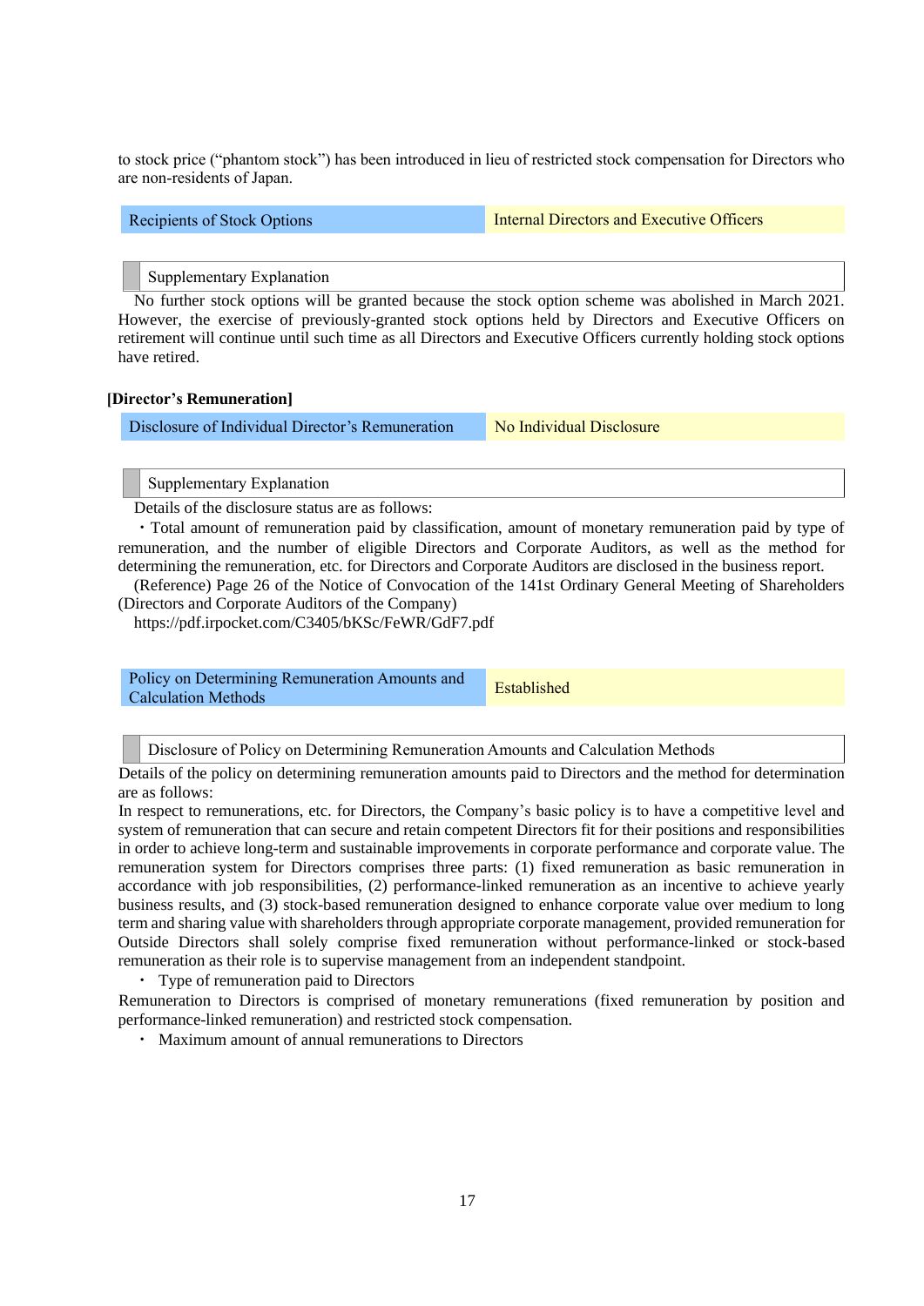to stock price ("phantom stock") has been introduced in lieu of restricted stock compensation for Directors who are non-residents of Japan.

| Recipients of Stock Options | Internal Directors and Executive Officers |
|---|---|

Supplementary Explanation

No further stock options will be granted because the stock option scheme was abolished in March 2021. However, the exercise of previously-granted stock options held by Directors and Executive Officers on retirement will continue until such time as all Directors and Executive Officers currently holding stock options have retired.

**[Director's Remuneration]**

| Disclosure of Individual Director's Remuneration | No Individual Disclosure |
|---|---|

Supplementary Explanation

Details of the disclosure status are as follows:

・Total amount of remuneration paid by classification, amount of monetary remuneration paid by type of remuneration, and the number of eligible Directors and Corporate Auditors, as well as the method for determining the remuneration, etc. for Directors and Corporate Auditors are disclosed in the business report.

(Reference) Page 26 of the Notice of Convocation of the 141st Ordinary General Meeting of Shareholders (Directors and Corporate Auditors of the Company)

https://pdf.irpocket.com/C3405/bKSc/FeWR/GdF7.pdf

| Policy on Determining Remuneration Amounts and Calculation Methods | Established |
|---|---|

Disclosure of Policy on Determining Remuneration Amounts and Calculation Methods

Details of the policy on determining remuneration amounts paid to Directors and the method for determination are as follows:

In respect to remunerations, etc. for Directors, the Company's basic policy is to have a competitive level and system of remuneration that can secure and retain competent Directors fit for their positions and responsibilities in order to achieve long-term and sustainable improvements in corporate performance and corporate value. The remuneration system for Directors comprises three parts: (1) fixed remuneration as basic remuneration in accordance with job responsibilities, (2) performance-linked remuneration as an incentive to achieve yearly business results, and (3) stock-based remuneration designed to enhance corporate value over medium to long term and sharing value with shareholders through appropriate corporate management, provided remuneration for Outside Directors shall solely comprise fixed remuneration without performance-linked or stock-based remuneration as their role is to supervise management from an independent standpoint.

・ Type of remuneration paid to Directors

Remuneration to Directors is comprised of monetary remunerations (fixed remuneration by position and performance-linked remuneration) and restricted stock compensation.

・ Maximum amount of annual remunerations to Directors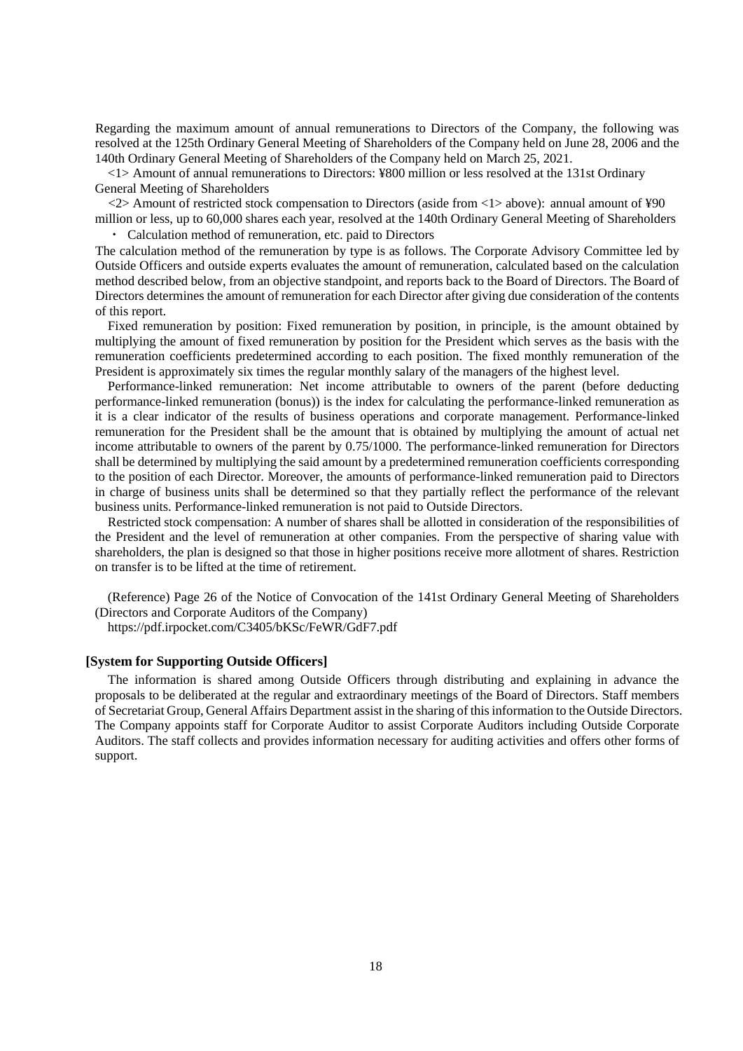Regarding the maximum amount of annual remunerations to Directors of the Company, the following was resolved at the 125th Ordinary General Meeting of Shareholders of the Company held on June 28, 2006 and the 140th Ordinary General Meeting of Shareholders of the Company held on March 25, 2021.

<1> Amount of annual remunerations to Directors: ¥800 million or less resolved at the 131st Ordinary General Meeting of Shareholders

<2> Amount of restricted stock compensation to Directors (aside from <1> above): annual amount of ¥90 million or less, up to 60,000 shares each year, resolved at the 140th Ordinary General Meeting of Shareholders

・ Calculation method of remuneration, etc. paid to Directors

The calculation method of the remuneration by type is as follows. The Corporate Advisory Committee led by Outside Officers and outside experts evaluates the amount of remuneration, calculated based on the calculation method described below, from an objective standpoint, and reports back to the Board of Directors. The Board of Directors determines the amount of remuneration for each Director after giving due consideration of the contents of this report.

Fixed remuneration by position: Fixed remuneration by position, in principle, is the amount obtained by multiplying the amount of fixed remuneration by position for the President which serves as the basis with the remuneration coefficients predetermined according to each position. The fixed monthly remuneration of the President is approximately six times the regular monthly salary of the managers of the highest level.

Performance-linked remuneration: Net income attributable to owners of the parent (before deducting performance-linked remuneration (bonus)) is the index for calculating the performance-linked remuneration as it is a clear indicator of the results of business operations and corporate management. Performance-linked remuneration for the President shall be the amount that is obtained by multiplying the amount of actual net income attributable to owners of the parent by 0.75/1000. The performance-linked remuneration for Directors shall be determined by multiplying the said amount by a predetermined remuneration coefficients corresponding to the position of each Director. Moreover, the amounts of performance-linked remuneration paid to Directors in charge of business units shall be determined so that they partially reflect the performance of the relevant business units. Performance-linked remuneration is not paid to Outside Directors.

Restricted stock compensation: A number of shares shall be allotted in consideration of the responsibilities of the President and the level of remuneration at other companies. From the perspective of sharing value with shareholders, the plan is designed so that those in higher positions receive more allotment of shares. Restriction on transfer is to be lifted at the time of retirement.

(Reference) Page 26 of the Notice of Convocation of the 141st Ordinary General Meeting of Shareholders (Directors and Corporate Auditors of the Company)

https://pdf.irpocket.com/C3405/bKSc/FeWR/GdF7.pdf

**[System for Supporting Outside Officers]**

The information is shared among Outside Officers through distributing and explaining in advance the proposals to be deliberated at the regular and extraordinary meetings of the Board of Directors. Staff members of Secretariat Group, General Affairs Department assist in the sharing of this information to the Outside Directors. The Company appoints staff for Corporate Auditor to assist Corporate Auditors including Outside Corporate Auditors. The staff collects and provides information necessary for auditing activities and offers other forms of support.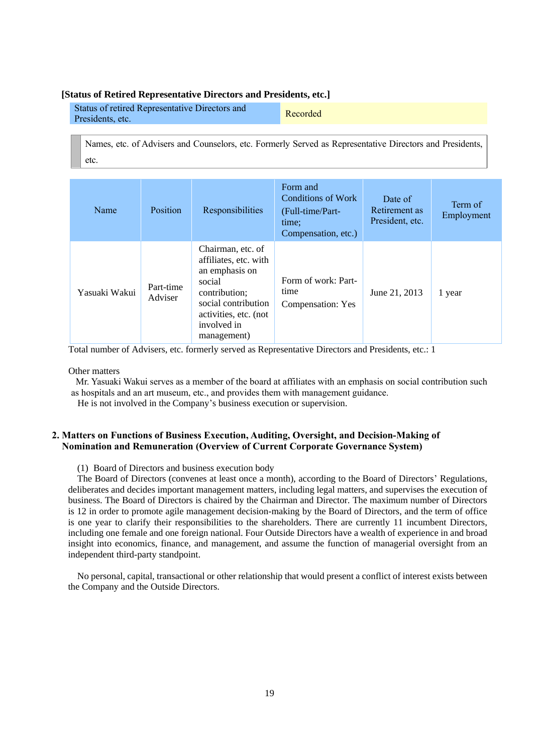**[Status of Retired Representative Directors and Presidents, etc.]**

| Status of retired Representative Directors and Presidents, etc. | Recorded |
|---|---|

Names, etc. of Advisers and Counselors, etc. Formerly Served as Representative Directors and Presidents, etc.

| Name | Position | Responsibilities | Form and Conditions of Work (Full-time/Part-time; Compensation, etc.) | Date of Retirement as President, etc. | Term of Employment |
|---|---|---|---|---|---|
| Yasuaki Wakui | Part-time Adviser | Chairman, etc. of affiliates, etc. with an emphasis on social contribution; social contribution activities, etc. (not involved in management) | Form of work: Part-time<br>Compensation: Yes | June 21, 2013 | 1 year |

Total number of Advisers, etc. formerly served as Representative Directors and Presidents, etc.: 1

Other matters

Mr. Yasuaki Wakui serves as a member of the board at affiliates with an emphasis on social contribution such as hospitals and an art museum, etc., and provides them with management guidance.

He is not involved in the Company's business execution or supervision.

## 2. Matters on Functions of Business Execution, Auditing, Oversight, and Decision-Making of Nomination and Remuneration (Overview of Current Corporate Governance System)

(1) Board of Directors and business execution body

The Board of Directors (convenes at least once a month), according to the Board of Directors' Regulations, deliberates and decides important management matters, including legal matters, and supervises the execution of business. The Board of Directors is chaired by the Chairman and Director. The maximum number of Directors is 12 in order to promote agile management decision-making by the Board of Directors, and the term of office is one year to clarify their responsibilities to the shareholders. There are currently 11 incumbent Directors, including one female and one foreign national. Four Outside Directors have a wealth of experience in and broad insight into economics, finance, and management, and assume the function of managerial oversight from an independent third-party standpoint.

No personal, capital, transactional or other relationship that would present a conflict of interest exists between the Company and the Outside Directors.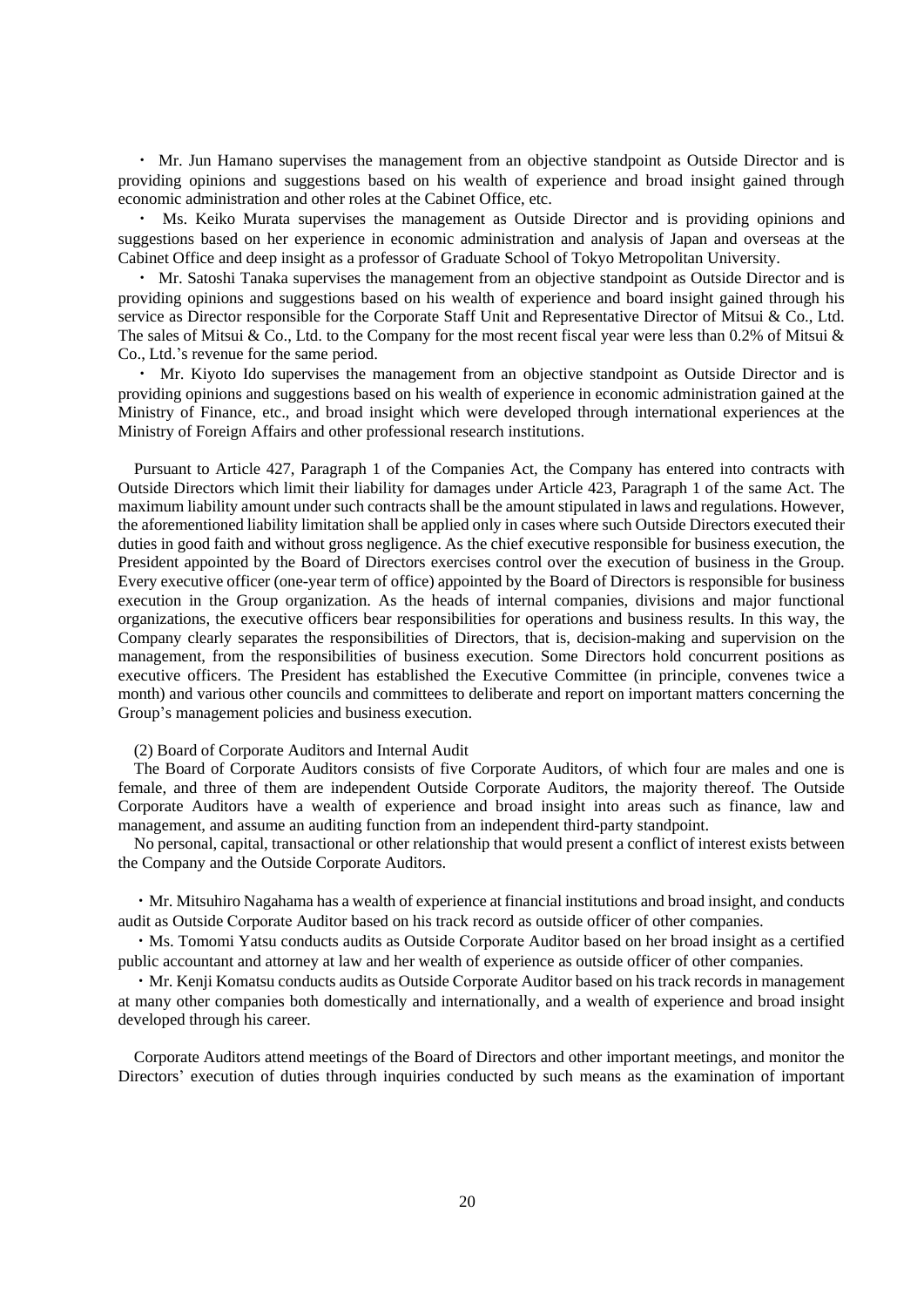・ Mr. Jun Hamano supervises the management from an objective standpoint as Outside Director and is providing opinions and suggestions based on his wealth of experience and broad insight gained through economic administration and other roles at the Cabinet Office, etc.

・ Ms. Keiko Murata supervises the management as Outside Director and is providing opinions and suggestions based on her experience in economic administration and analysis of Japan and overseas at the Cabinet Office and deep insight as a professor of Graduate School of Tokyo Metropolitan University.

・ Mr. Satoshi Tanaka supervises the management from an objective standpoint as Outside Director and is providing opinions and suggestions based on his wealth of experience and board insight gained through his service as Director responsible for the Corporate Staff Unit and Representative Director of Mitsui & Co., Ltd. The sales of Mitsui & Co., Ltd. to the Company for the most recent fiscal year were less than 0.2% of Mitsui & Co., Ltd.'s revenue for the same period.

・ Mr. Kiyoto Ido supervises the management from an objective standpoint as Outside Director and is providing opinions and suggestions based on his wealth of experience in economic administration gained at the Ministry of Finance, etc., and broad insight which were developed through international experiences at the Ministry of Foreign Affairs and other professional research institutions.

Pursuant to Article 427, Paragraph 1 of the Companies Act, the Company has entered into contracts with Outside Directors which limit their liability for damages under Article 423, Paragraph 1 of the same Act. The maximum liability amount under such contracts shall be the amount stipulated in laws and regulations. However, the aforementioned liability limitation shall be applied only in cases where such Outside Directors executed their duties in good faith and without gross negligence. As the chief executive responsible for business execution, the President appointed by the Board of Directors exercises control over the execution of business in the Group. Every executive officer (one-year term of office) appointed by the Board of Directors is responsible for business execution in the Group organization. As the heads of internal companies, divisions and major functional organizations, the executive officers bear responsibilities for operations and business results. In this way, the Company clearly separates the responsibilities of Directors, that is, decision-making and supervision on the management, from the responsibilities of business execution. Some Directors hold concurrent positions as executive officers. The President has established the Executive Committee (in principle, convenes twice a month) and various other councils and committees to deliberate and report on important matters concerning the Group's management policies and business execution.

(2) Board of Corporate Auditors and Internal Audit

The Board of Corporate Auditors consists of five Corporate Auditors, of which four are males and one is female, and three of them are independent Outside Corporate Auditors, the majority thereof. The Outside Corporate Auditors have a wealth of experience and broad insight into areas such as finance, law and management, and assume an auditing function from an independent third-party standpoint.

No personal, capital, transactional or other relationship that would present a conflict of interest exists between the Company and the Outside Corporate Auditors.

・Mr. Mitsuhiro Nagahama has a wealth of experience at financial institutions and broad insight, and conducts audit as Outside Corporate Auditor based on his track record as outside officer of other companies.

・Ms. Tomomi Yatsu conducts audits as Outside Corporate Auditor based on her broad insight as a certified public accountant and attorney at law and her wealth of experience as outside officer of other companies.

・Mr. Kenji Komatsu conducts audits as Outside Corporate Auditor based on his track records in management at many other companies both domestically and internationally, and a wealth of experience and broad insight developed through his career.

Corporate Auditors attend meetings of the Board of Directors and other important meetings, and monitor the Directors' execution of duties through inquiries conducted by such means as the examination of important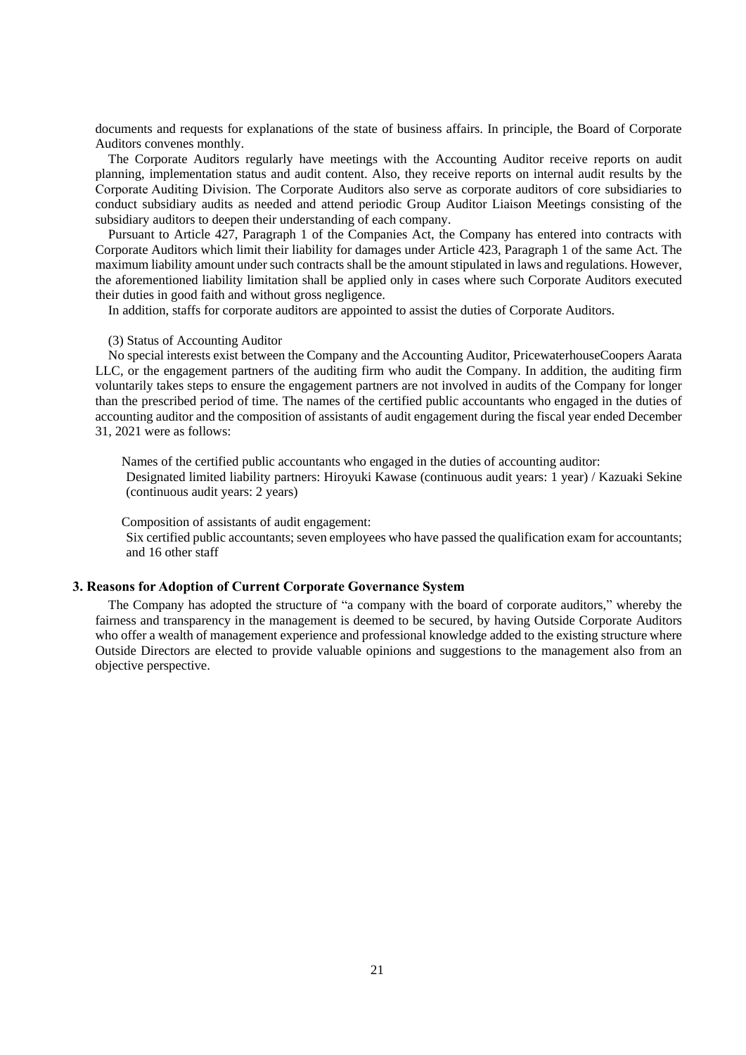documents and requests for explanations of the state of business affairs. In principle, the Board of Corporate Auditors convenes monthly.

The Corporate Auditors regularly have meetings with the Accounting Auditor receive reports on audit planning, implementation status and audit content. Also, they receive reports on internal audit results by the Corporate Auditing Division. The Corporate Auditors also serve as corporate auditors of core subsidiaries to conduct subsidiary audits as needed and attend periodic Group Auditor Liaison Meetings consisting of the subsidiary auditors to deepen their understanding of each company.

Pursuant to Article 427, Paragraph 1 of the Companies Act, the Company has entered into contracts with Corporate Auditors which limit their liability for damages under Article 423, Paragraph 1 of the same Act. The maximum liability amount under such contracts shall be the amount stipulated in laws and regulations. However, the aforementioned liability limitation shall be applied only in cases where such Corporate Auditors executed their duties in good faith and without gross negligence.

In addition, staffs for corporate auditors are appointed to assist the duties of Corporate Auditors.

(3) Status of Accounting Auditor

No special interests exist between the Company and the Accounting Auditor, PricewaterhouseCoopers Aarata LLC, or the engagement partners of the auditing firm who audit the Company. In addition, the auditing firm voluntarily takes steps to ensure the engagement partners are not involved in audits of the Company for longer than the prescribed period of time. The names of the certified public accountants who engaged in the duties of accounting auditor and the composition of assistants of audit engagement during the fiscal year ended December 31, 2021 were as follows:

Names of the certified public accountants who engaged in the duties of accounting auditor:
Designated limited liability partners: Hiroyuki Kawase (continuous audit years: 1 year) / Kazuaki Sekine (continuous audit years: 2 years)

Composition of assistants of audit engagement:
Six certified public accountants; seven employees who have passed the qualification exam for accountants; and 16 other staff

### 3. Reasons for Adoption of Current Corporate Governance System

The Company has adopted the structure of "a company with the board of corporate auditors," whereby the fairness and transparency in the management is deemed to be secured, by having Outside Corporate Auditors who offer a wealth of management experience and professional knowledge added to the existing structure where Outside Directors are elected to provide valuable opinions and suggestions to the management also from an objective perspective.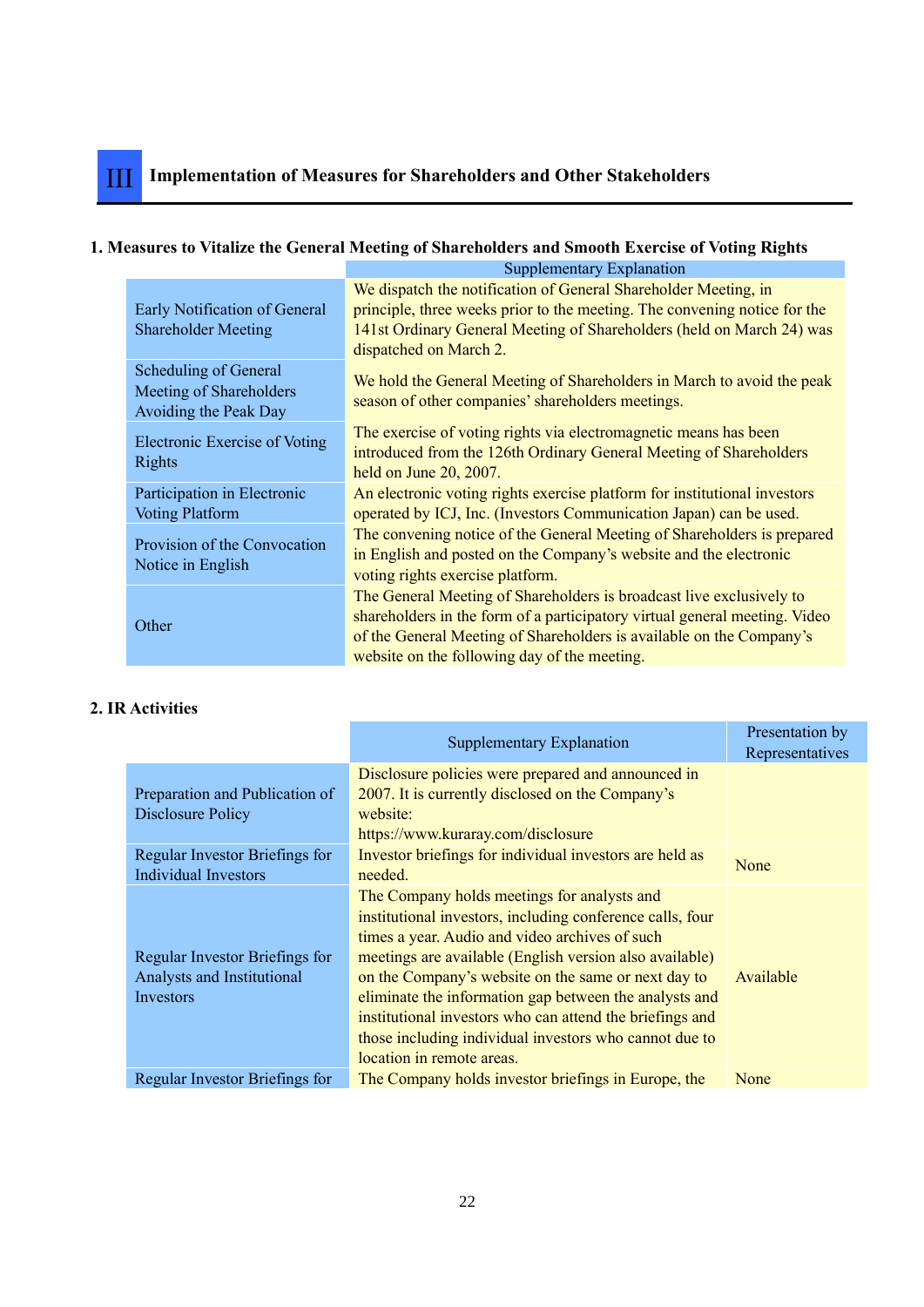## III Implementation of Measures for Shareholders and Other Stakeholders

### 1. Measures to Vitalize the General Meeting of Shareholders and Smooth Exercise of Voting Rights

| | Supplementary Explanation |
|---|---|
| Early Notification of General Shareholder Meeting | We dispatch the notification of General Shareholder Meeting, in principle, three weeks prior to the meeting. The convening notice for the 141st Ordinary General Meeting of Shareholders (held on March 24) was dispatched on March 2. |
| Scheduling of General Meeting of Shareholders Avoiding the Peak Day | We hold the General Meeting of Shareholders in March to avoid the peak season of other companies' shareholders meetings. |
| Electronic Exercise of Voting Rights | The exercise of voting rights via electromagnetic means has been introduced from the 126th Ordinary General Meeting of Shareholders held on June 20, 2007. |
| Participation in Electronic Voting Platform | An electronic voting rights exercise platform for institutional investors operated by ICJ, Inc. (Investors Communication Japan) can be used. |
| Provision of the Convocation Notice in English | The convening notice of the General Meeting of Shareholders is prepared in English and posted on the Company's website and the electronic voting rights exercise platform. |
| Other | The General Meeting of Shareholders is broadcast live exclusively to shareholders in the form of a participatory virtual general meeting. Video of the General Meeting of Shareholders is available on the Company's website on the following day of the meeting. |

### 2. IR Activities

| | Supplementary Explanation | Presentation by Representatives |
|---|---|---|
| Preparation and Publication of Disclosure Policy | Disclosure policies were prepared and announced in 2007. It is currently disclosed on the Company's website: https://www.kuraray.com/disclosure | |
| Regular Investor Briefings for Individual Investors | Investor briefings for individual investors are held as needed. | None |
| Regular Investor Briefings for Analysts and Institutional Investors | The Company holds meetings for analysts and institutional investors, including conference calls, four times a year. Audio and video archives of such meetings are available (English version also available) on the Company's website on the same or next day to eliminate the information gap between the analysts and institutional investors who can attend the briefings and those including individual investors who cannot due to location in remote areas. | Available |
| Regular Investor Briefings for | The Company holds investor briefings in Europe, the | None |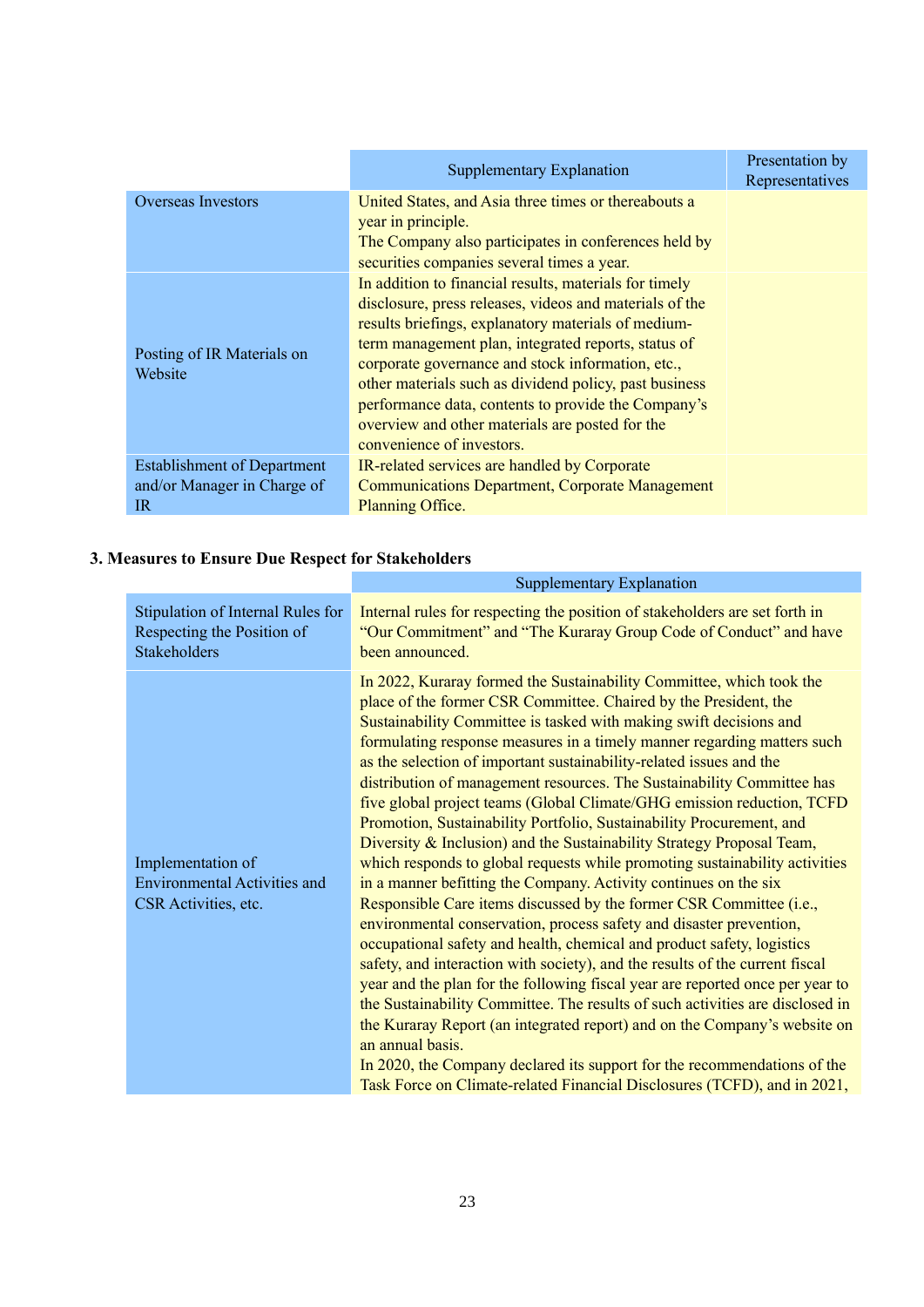| | Supplementary Explanation | Presentation by Representatives |
|---|---|---|
| Overseas Investors | United States, and Asia three times or thereabouts a year in principle. The Company also participates in conferences held by securities companies several times a year. | |
| Posting of IR Materials on Website | In addition to financial results, materials for timely disclosure, press releases, videos and materials of the results briefings, explanatory materials of medium-term management plan, integrated reports, status of corporate governance and stock information, etc., other materials such as dividend policy, past business performance data, contents to provide the Company's overview and other materials are posted for the convenience of investors. | |
| Establishment of Department and/or Manager in Charge of IR | IR-related services are handled by Corporate Communications Department, Corporate Management Planning Office. | |

### 3. Measures to Ensure Due Respect for Stakeholders

| | Supplementary Explanation |
|---|---|
| Stipulation of Internal Rules for Respecting the Position of Stakeholders | Internal rules for respecting the position of stakeholders are set forth in "Our Commitment" and "The Kuraray Group Code of Conduct" and have been announced. |
| Implementation of Environmental Activities and CSR Activities, etc. | In 2022, Kuraray formed the Sustainability Committee, which took the place of the former CSR Committee. Chaired by the President, the Sustainability Committee is tasked with making swift decisions and formulating response measures in a timely manner regarding matters such as the selection of important sustainability-related issues and the distribution of management resources. The Sustainability Committee has five global project teams (Global Climate/GHG emission reduction, TCFD Promotion, Sustainability Portfolio, Sustainability Procurement, and Diversity & Inclusion) and the Sustainability Strategy Proposal Team, which responds to global requests while promoting sustainability activities in a manner befitting the Company. Activity continues on the six Responsible Care items discussed by the former CSR Committee (i.e., environmental conservation, process safety and disaster prevention, occupational safety and health, chemical and product safety, logistics safety, and interaction with society), and the results of the current fiscal year and the plan for the following fiscal year are reported once per year to the Sustainability Committee. The results of such activities are disclosed in the Kuraray Report (an integrated report) and on the Company's website on an annual basis.<br>In 2020, the Company declared its support for the recommendations of the Task Force on Climate-related Financial Disclosures (TCFD), and in 2021, |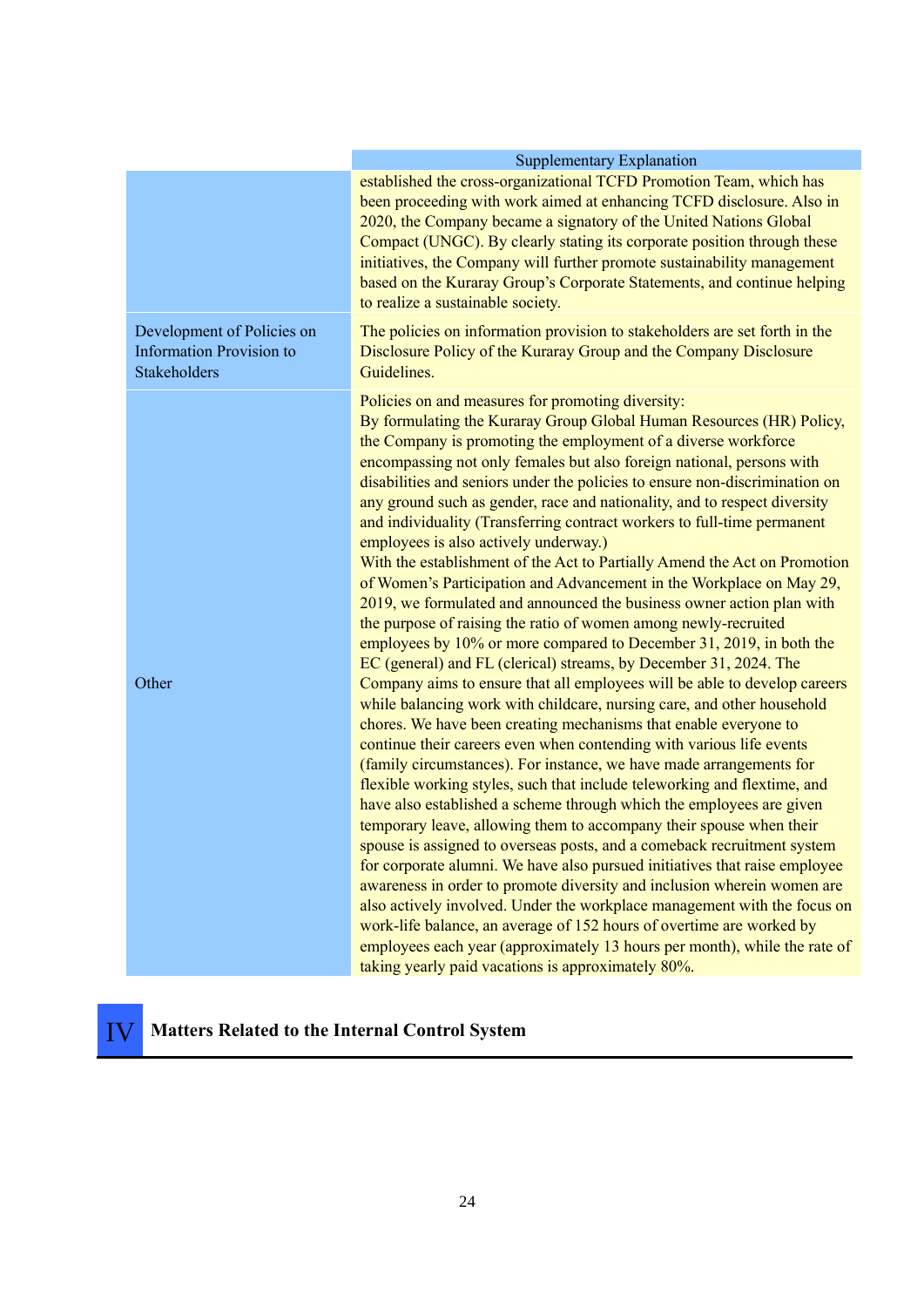| | Supplementary Explanation |
|---|---|
| | established the cross-organizational TCFD Promotion Team, which has been proceeding with work aimed at enhancing TCFD disclosure. Also in 2020, the Company became a signatory of the United Nations Global Compact (UNGC). By clearly stating its corporate position through these initiatives, the Company will further promote sustainability management based on the Kuraray Group's Corporate Statements, and continue helping to realize a sustainable society. |
| Development of Policies on Information Provision to Stakeholders | The policies on information provision to stakeholders are set forth in the Disclosure Policy of the Kuraray Group and the Company Disclosure Guidelines. |
| Other | Policies on and measures for promoting diversity:<br>By formulating the Kuraray Group Global Human Resources (HR) Policy, the Company is promoting the employment of a diverse workforce encompassing not only females but also foreign national, persons with disabilities and seniors under the policies to ensure non-discrimination on any ground such as gender, race and nationality, and to respect diversity and individuality (Transferring contract workers to full-time permanent employees is also actively underway.)<br>With the establishment of the Act to Partially Amend the Act on Promotion of Women's Participation and Advancement in the Workplace on May 29, 2019, we formulated and announced the business owner action plan with the purpose of raising the ratio of women among newly-recruited employees by 10% or more compared to December 31, 2019, in both the EC (general) and FL (clerical) streams, by December 31, 2024. The Company aims to ensure that all employees will be able to develop careers while balancing work with childcare, nursing care, and other household chores. We have been creating mechanisms that enable everyone to continue their careers even when contending with various life events (family circumstances). For instance, we have made arrangements for flexible working styles, such that include teleworking and flextime, and have also established a scheme through which the employees are given temporary leave, allowing them to accompany their spouse when their spouse is assigned to overseas posts, and a comeback recruitment system for corporate alumni. We have also pursued initiatives that raise employee awareness in order to promote diversity and inclusion wherein women are also actively involved. Under the workplace management with the focus on work-life balance, an average of 152 hours of overtime are worked by employees each year (approximately 13 hours per month), while the rate of taking yearly paid vacations is approximately 80%. |

# IV Matters Related to the Internal Control System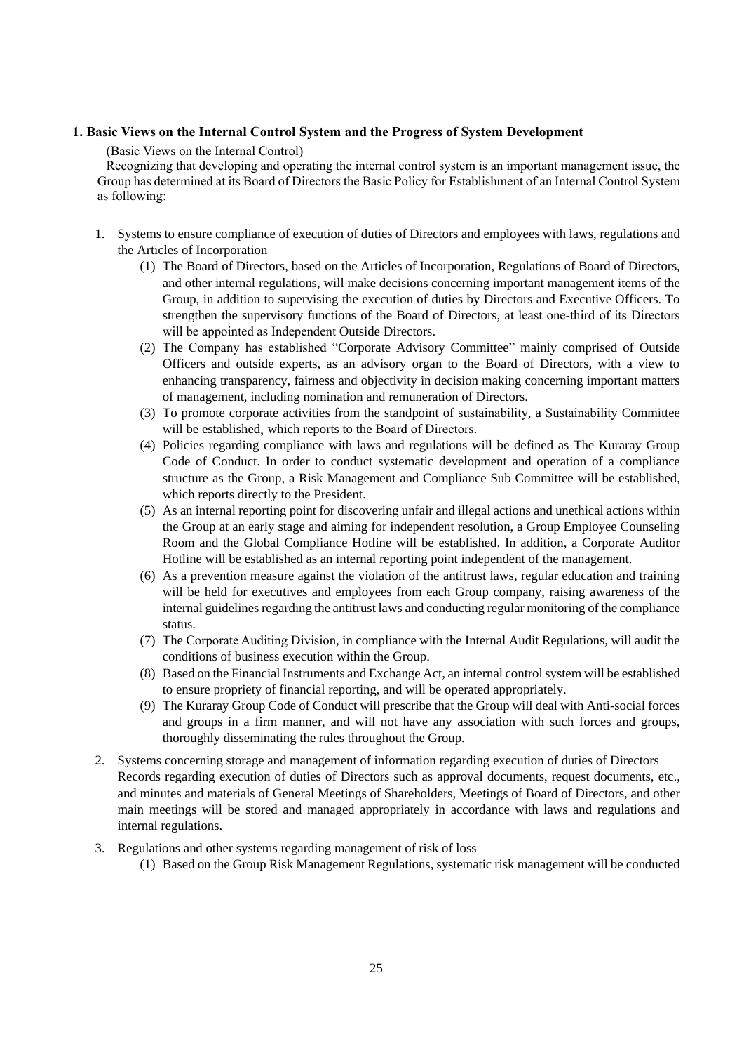## 1. Basic Views on the Internal Control System and the Progress of System Development

(Basic Views on the Internal Control)

Recognizing that developing and operating the internal control system is an important management issue, the Group has determined at its Board of Directors the Basic Policy for Establishment of an Internal Control System as following:

1. Systems to ensure compliance of execution of duties of Directors and employees with laws, regulations and the Articles of Incorporation
   (1) The Board of Directors, based on the Articles of Incorporation, Regulations of Board of Directors, and other internal regulations, will make decisions concerning important management items of the Group, in addition to supervising the execution of duties by Directors and Executive Officers. To strengthen the supervisory functions of the Board of Directors, at least one-third of its Directors will be appointed as Independent Outside Directors.
   (2) The Company has established "Corporate Advisory Committee" mainly comprised of Outside Officers and outside experts, as an advisory organ to the Board of Directors, with a view to enhancing transparency, fairness and objectivity in decision making concerning important matters of management, including nomination and remuneration of Directors.
   (3) To promote corporate activities from the standpoint of sustainability, a Sustainability Committee will be established, which reports to the Board of Directors.
   (4) Policies regarding compliance with laws and regulations will be defined as The Kuraray Group Code of Conduct. In order to conduct systematic development and operation of a compliance structure as the Group, a Risk Management and Compliance Sub Committee will be established, which reports directly to the President.
   (5) As an internal reporting point for discovering unfair and illegal actions and unethical actions within the Group at an early stage and aiming for independent resolution, a Group Employee Counseling Room and the Global Compliance Hotline will be established. In addition, a Corporate Auditor Hotline will be established as an internal reporting point independent of the management.
   (6) As a prevention measure against the violation of the antitrust laws, regular education and training will be held for executives and employees from each Group company, raising awareness of the internal guidelines regarding the antitrust laws and conducting regular monitoring of the compliance status.
   (7) The Corporate Auditing Division, in compliance with the Internal Audit Regulations, will audit the conditions of business execution within the Group.
   (8) Based on the Financial Instruments and Exchange Act, an internal control system will be established to ensure propriety of financial reporting, and will be operated appropriately.
   (9) The Kuraray Group Code of Conduct will prescribe that the Group will deal with Anti-social forces and groups in a firm manner, and will not have any association with such forces and groups, thoroughly disseminating the rules throughout the Group.
2. Systems concerning storage and management of information regarding execution of duties of Directors
   Records regarding execution of duties of Directors such as approval documents, request documents, etc., and minutes and materials of General Meetings of Shareholders, Meetings of Board of Directors, and other main meetings will be stored and managed appropriately in accordance with laws and regulations and internal regulations.
3. Regulations and other systems regarding management of risk of loss
   (1) Based on the Group Risk Management Regulations, systematic risk management will be conducted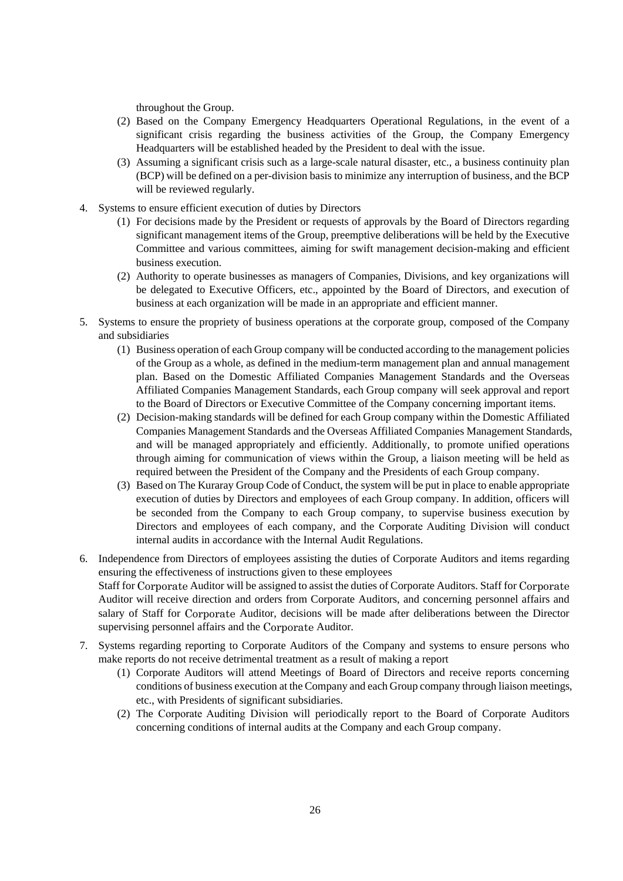throughout the Group.

   (2) Based on the Company Emergency Headquarters Operational Regulations, in the event of a significant crisis regarding the business activities of the Group, the Company Emergency Headquarters will be established headed by the President to deal with the issue.
   (3) Assuming a significant crisis such as a large-scale natural disaster, etc., a business continuity plan (BCP) will be defined on a per-division basis to minimize any interruption of business, and the BCP will be reviewed regularly.

4. Systems to ensure efficient execution of duties by Directors
   (1) For decisions made by the President or requests of approvals by the Board of Directors regarding significant management items of the Group, preemptive deliberations will be held by the Executive Committee and various committees, aiming for swift management decision-making and efficient business execution.
   (2) Authority to operate businesses as managers of Companies, Divisions, and key organizations will be delegated to Executive Officers, etc., appointed by the Board of Directors, and execution of business at each organization will be made in an appropriate and efficient manner.

5. Systems to ensure the propriety of business operations at the corporate group, composed of the Company and subsidiaries
   (1) Business operation of each Group company will be conducted according to the management policies of the Group as a whole, as defined in the medium-term management plan and annual management plan. Based on the Domestic Affiliated Companies Management Standards and the Overseas Affiliated Companies Management Standards, each Group company will seek approval and report to the Board of Directors or Executive Committee of the Company concerning important items.
   (2) Decision-making standards will be defined for each Group company within the Domestic Affiliated Companies Management Standards and the Overseas Affiliated Companies Management Standards, and will be managed appropriately and efficiently. Additionally, to promote unified operations through aiming for communication of views within the Group, a liaison meeting will be held as required between the President of the Company and the Presidents of each Group company.
   (3) Based on The Kuraray Group Code of Conduct, the system will be put in place to enable appropriate execution of duties by Directors and employees of each Group company. In addition, officers will be seconded from the Company to each Group company, to supervise business execution by Directors and employees of each company, and the Corporate Auditing Division will conduct internal audits in accordance with the Internal Audit Regulations.

6. Independence from Directors of employees assisting the duties of Corporate Auditors and items regarding ensuring the effectiveness of instructions given to these employees
   Staff for Corporate Auditor will be assigned to assist the duties of Corporate Auditors. Staff for Corporate Auditor will receive direction and orders from Corporate Auditors, and concerning personnel affairs and salary of Staff for Corporate Auditor, decisions will be made after deliberations between the Director supervising personnel affairs and the Corporate Auditor.

7. Systems regarding reporting to Corporate Auditors of the Company and systems to ensure persons who make reports do not receive detrimental treatment as a result of making a report
   (1) Corporate Auditors will attend Meetings of Board of Directors and receive reports concerning conditions of business execution at the Company and each Group company through liaison meetings, etc., with Presidents of significant subsidiaries.
   (2) The Corporate Auditing Division will periodically report to the Board of Corporate Auditors concerning conditions of internal audits at the Company and each Group company.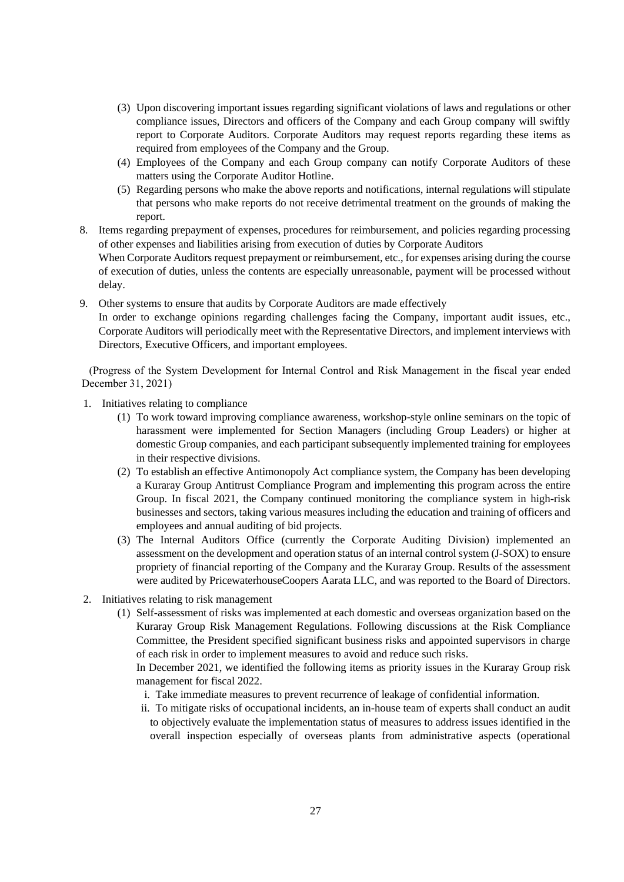(3) Upon discovering important issues regarding significant violations of laws and regulations or other compliance issues, Directors and officers of the Company and each Group company will swiftly report to Corporate Auditors. Corporate Auditors may request reports regarding these items as required from employees of the Company and the Group.

(4) Employees of the Company and each Group company can notify Corporate Auditors of these matters using the Corporate Auditor Hotline.

(5) Regarding persons who make the above reports and notifications, internal regulations will stipulate that persons who make reports do not receive detrimental treatment on the grounds of making the report.

8. Items regarding prepayment of expenses, procedures for reimbursement, and policies regarding processing of other expenses and liabilities arising from execution of duties by Corporate Auditors
When Corporate Auditors request prepayment or reimbursement, etc., for expenses arising during the course of execution of duties, unless the contents are especially unreasonable, payment will be processed without delay.

9. Other systems to ensure that audits by Corporate Auditors are made effectively
In order to exchange opinions regarding challenges facing the Company, important audit issues, etc., Corporate Auditors will periodically meet with the Representative Directors, and implement interviews with Directors, Executive Officers, and important employees.

(Progress of the System Development for Internal Control and Risk Management in the fiscal year ended December 31, 2021)

1. Initiatives relating to compliance

   (1) To work toward improving compliance awareness, workshop-style online seminars on the topic of harassment were implemented for Section Managers (including Group Leaders) or higher at domestic Group companies, and each participant subsequently implemented training for employees in their respective divisions.

   (2) To establish an effective Antimonopoly Act compliance system, the Company has been developing a Kuraray Group Antitrust Compliance Program and implementing this program across the entire Group. In fiscal 2021, the Company continued monitoring the compliance system in high-risk businesses and sectors, taking various measures including the education and training of officers and employees and annual auditing of bid projects.

   (3) The Internal Auditors Office (currently the Corporate Auditing Division) implemented an assessment on the development and operation status of an internal control system (J-SOX) to ensure propriety of financial reporting of the Company and the Kuraray Group. Results of the assessment were audited by PricewaterhouseCoopers Aarata LLC, and was reported to the Board of Directors.

2. Initiatives relating to risk management

   (1) Self-assessment of risks was implemented at each domestic and overseas organization based on the Kuraray Group Risk Management Regulations. Following discussions at the Risk Compliance Committee, the President specified significant business risks and appointed supervisors in charge of each risk in order to implement measures to avoid and reduce such risks.
   In December 2021, we identified the following items as priority issues in the Kuraray Group risk management for fiscal 2022.

      i. Take immediate measures to prevent recurrence of leakage of confidential information.

      ii. To mitigate risks of occupational incidents, an in-house team of experts shall conduct an audit to objectively evaluate the implementation status of measures to address issues identified in the overall inspection especially of overseas plants from administrative aspects (operational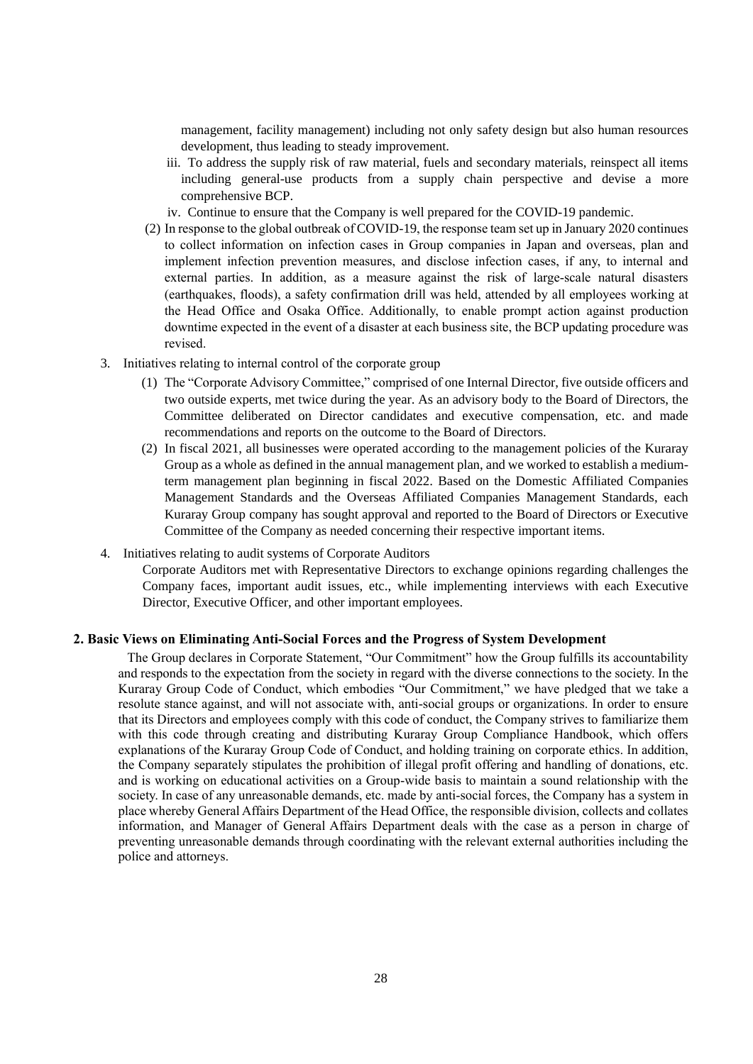management, facility management) including not only safety design but also human resources development, thus leading to steady improvement.

iii. To address the supply risk of raw material, fuels and secondary materials, reinspect all items including general-use products from a supply chain perspective and devise a more comprehensive BCP.

iv. Continue to ensure that the Company is well prepared for the COVID-19 pandemic.

(2) In response to the global outbreak of COVID-19, the response team set up in January 2020 continues to collect information on infection cases in Group companies in Japan and overseas, plan and implement infection prevention measures, and disclose infection cases, if any, to internal and external parties. In addition, as a measure against the risk of large-scale natural disasters (earthquakes, floods), a safety confirmation drill was held, attended by all employees working at the Head Office and Osaka Office. Additionally, to enable prompt action against production downtime expected in the event of a disaster at each business site, the BCP updating procedure was revised.

3. Initiatives relating to internal control of the corporate group

(1) The "Corporate Advisory Committee," comprised of one Internal Director, five outside officers and two outside experts, met twice during the year. As an advisory body to the Board of Directors, the Committee deliberated on Director candidates and executive compensation, etc. and made recommendations and reports on the outcome to the Board of Directors.

(2) In fiscal 2021, all businesses were operated according to the management policies of the Kuraray Group as a whole as defined in the annual management plan, and we worked to establish a medium-term management plan beginning in fiscal 2022. Based on the Domestic Affiliated Companies Management Standards and the Overseas Affiliated Companies Management Standards, each Kuraray Group company has sought approval and reported to the Board of Directors or Executive Committee of the Company as needed concerning their respective important items.

4. Initiatives relating to audit systems of Corporate Auditors

Corporate Auditors met with Representative Directors to exchange opinions regarding challenges the Company faces, important audit issues, etc., while implementing interviews with each Executive Director, Executive Officer, and other important employees.

## 2. Basic Views on Eliminating Anti-Social Forces and the Progress of System Development

The Group declares in Corporate Statement, "Our Commitment" how the Group fulfills its accountability and responds to the expectation from the society in regard with the diverse connections to the society. In the Kuraray Group Code of Conduct, which embodies "Our Commitment," we have pledged that we take a resolute stance against, and will not associate with, anti-social groups or organizations. In order to ensure that its Directors and employees comply with this code of conduct, the Company strives to familiarize them with this code through creating and distributing Kuraray Group Compliance Handbook, which offers explanations of the Kuraray Group Code of Conduct, and holding training on corporate ethics. In addition, the Company separately stipulates the prohibition of illegal profit offering and handling of donations, etc. and is working on educational activities on a Group-wide basis to maintain a sound relationship with the society. In case of any unreasonable demands, etc. made by anti-social forces, the Company has a system in place whereby General Affairs Department of the Head Office, the responsible division, collects and collates information, and Manager of General Affairs Department deals with the case as a person in charge of preventing unreasonable demands through coordinating with the relevant external authorities including the police and attorneys.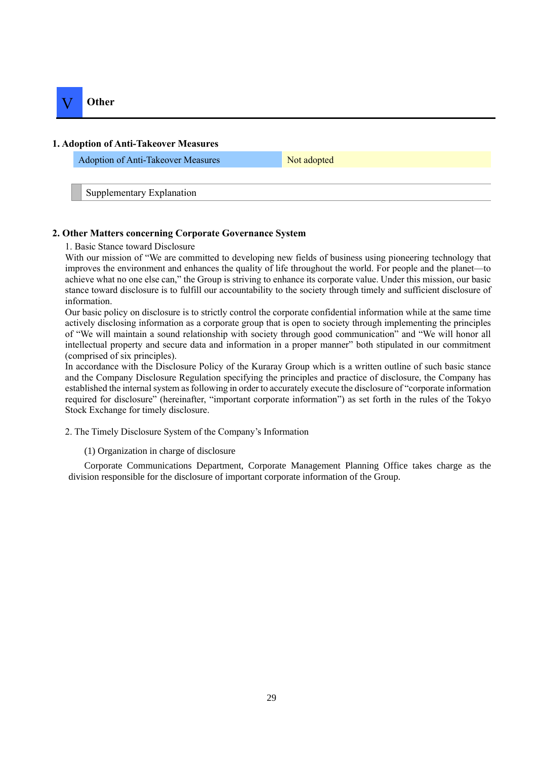# V Other

## 1. Adoption of Anti-Takeover Measures

| Adoption of Anti-Takeover Measures | Not adopted |
|---|---|

Supplementary Explanation

## 2. Other Matters concerning Corporate Governance System

1. Basic Stance toward Disclosure

With our mission of "We are committed to developing new fields of business using pioneering technology that improves the environment and enhances the quality of life throughout the world. For people and the planet—to achieve what no one else can," the Group is striving to enhance its corporate value. Under this mission, our basic stance toward disclosure is to fulfill our accountability to the society through timely and sufficient disclosure of information.

Our basic policy on disclosure is to strictly control the corporate confidential information while at the same time actively disclosing information as a corporate group that is open to society through implementing the principles of "We will maintain a sound relationship with society through good communication" and "We will honor all intellectual property and secure data and information in a proper manner" both stipulated in our commitment (comprised of six principles).

In accordance with the Disclosure Policy of the Kuraray Group which is a written outline of such basic stance and the Company Disclosure Regulation specifying the principles and practice of disclosure, the Company has established the internal system as following in order to accurately execute the disclosure of "corporate information required for disclosure" (hereinafter, "important corporate information") as set forth in the rules of the Tokyo Stock Exchange for timely disclosure.

2. The Timely Disclosure System of the Company's Information

(1) Organization in charge of disclosure

Corporate Communications Department, Corporate Management Planning Office takes charge as the division responsible for the disclosure of important corporate information of the Group.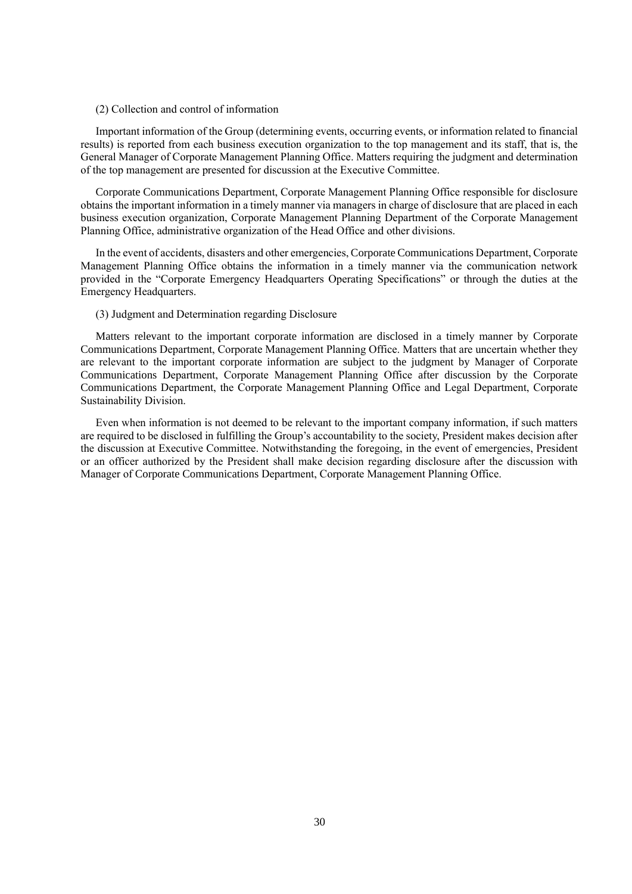(2) Collection and control of information

Important information of the Group (determining events, occurring events, or information related to financial results) is reported from each business execution organization to the top management and its staff, that is, the General Manager of Corporate Management Planning Office. Matters requiring the judgment and determination of the top management are presented for discussion at the Executive Committee.

Corporate Communications Department, Corporate Management Planning Office responsible for disclosure obtains the important information in a timely manner via managers in charge of disclosure that are placed in each business execution organization, Corporate Management Planning Department of the Corporate Management Planning Office, administrative organization of the Head Office and other divisions.

In the event of accidents, disasters and other emergencies, Corporate Communications Department, Corporate Management Planning Office obtains the information in a timely manner via the communication network provided in the "Corporate Emergency Headquarters Operating Specifications" or through the duties at the Emergency Headquarters.

(3) Judgment and Determination regarding Disclosure

Matters relevant to the important corporate information are disclosed in a timely manner by Corporate Communications Department, Corporate Management Planning Office. Matters that are uncertain whether they are relevant to the important corporate information are subject to the judgment by Manager of Corporate Communications Department, Corporate Management Planning Office after discussion by the Corporate Communications Department, the Corporate Management Planning Office and Legal Department, Corporate Sustainability Division.

Even when information is not deemed to be relevant to the important company information, if such matters are required to be disclosed in fulfilling the Group's accountability to the society, President makes decision after the discussion at Executive Committee. Notwithstanding the foregoing, in the event of emergencies, President or an officer authorized by the President shall make decision regarding disclosure after the discussion with Manager of Corporate Communications Department, Corporate Management Planning Office.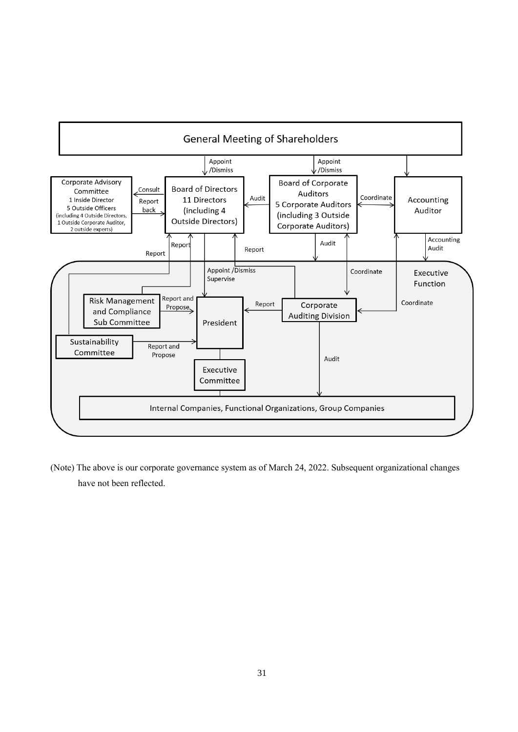General Meeting of Shareholders

Appoint /Dismiss — Appoint /Dismiss

Corporate Advisory Committee
1 Inside Director
5 Outside Officers
(including 4 Outside Directors, 1 Outside Corporate Auditor, 2 outside experts)

Consult / Report back

Board of Directors
11 Directors
(including 4 Outside Directors)

Audit

Board of Corporate Auditors
5 Corporate Auditors
(including 3 Outside Corporate Auditors)

Coordinate

Accounting Auditor

Report — Report — Report — Audit — Accounting Audit

Executive Function

Appoint /Dismiss Supervise — Coordinate

Risk Management and Compliance Sub Committee — Report and Propose → President

Corporate Auditing Division — Report → President; Coordinate

Sustainability Committee — Report and Propose → President

Executive Committee

Audit

Internal Companies, Functional Organizations, Group Companies

(Note) The above is our corporate governance system as of March 24, 2022. Subsequent organizational changes have not been reflected.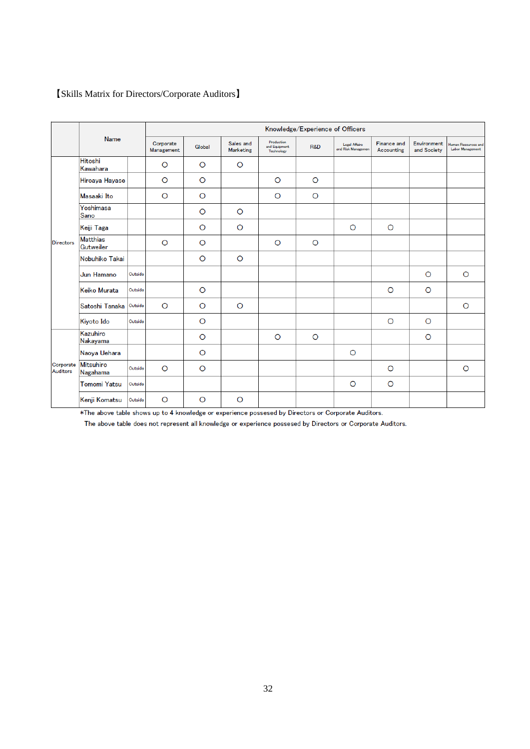【Skills Matrix for Directors/Corporate Auditors】

| | Name | | Knowledge/Experience of Officers | | | | | | | | |
|---|---|---|---|---|---|---|---|---|---|---|---|
| | | | Corporate Management | Global | Sales and Marketing | Production and Equipment Technology | R&D | Legal Affairs and Risk Management | Finance and Accounting | Environment and Society | Human Resources and Labor Management |
| Directors | Hitoshi Kawahara | | ○ | ○ | ○ | | | | | | |
| | Hiroaya Hayase | | ○ | ○ | | ○ | ○ | | | | |
| | Masaaki Ito | | ○ | ○ | | ○ | ○ | | | | |
| | Yoshimasa Sano | | | ○ | ○ | | | | | | |
| | Keiji Taga | | | ○ | ○ | | | ○ | ○ | | |
| | Matthias Gutweiler | | ○ | ○ | | ○ | ○ | | | | |
| | Nobuhiko Takai | | | ○ | ○ | | | | | | |
| | Jun Hamano | Outside | | | | | | | | ○ | ○ |
| | Keiko Murata | Outside | | ○ | | | | | ○ | ○ | |
| | Satoshi Tanaka | Outside | ○ | ○ | ○ | | | | | | ○ |
| | Kiyoto Ido | Outside | | ○ | | | | | ○ | ○ | |
| Corporate Auditors | Kazuhiro Nakayama | | | ○ | | ○ | ○ | | | ○ | |
| | Naoya Uehara | | | ○ | | | | ○ | | | |
| | Mitsuhiro Nagahama | Outside | ○ | ○ | | | | | ○ | | ○ |
| | Tomomi Yatsu | Outside | | | | | | ○ | ○ | | |
| | Kenji Komatsu | Outside | ○ | ○ | ○ | | | | | | |

*The above table shows up to 4 knowledge or experience possesed by Directors or Corporate Auditors.

The above table does not represent all knowledge or experience possesed by Directors or Corporate Auditors.